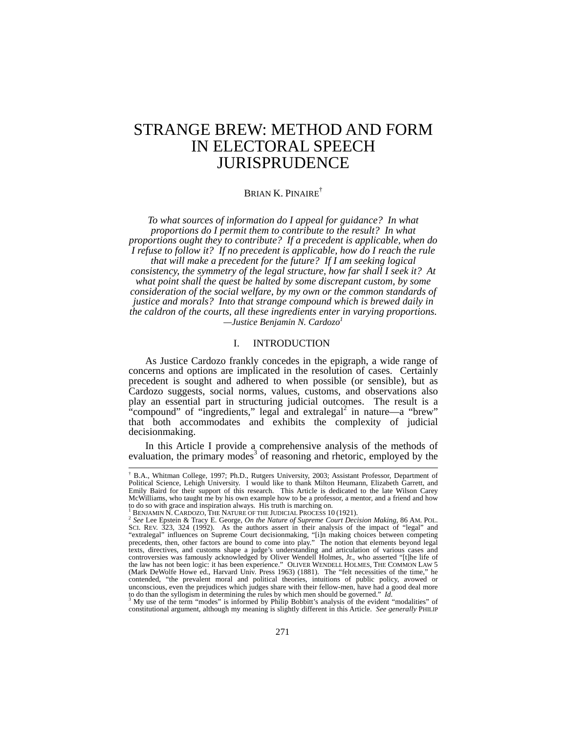# STRANGE BREW: METHOD AND FORM IN ELECTORAL SPEECH JURISPRUDENCE

BRIAN K. PINAIRE[†]

*To what sources of information do I appeal for guidance? In what proportions do I permit them to contribute to the result? In what proportions ought they to contribute? If a precedent is applicable, when do I refuse to follow it? If no precedent is applicable, how do I reach the rule that will make a precedent for the future? If I am seeking logical consistency, the symmetry of the legal structure, how far shall I seek it? At what point shall the quest be halted by some discrepant custom, by some consideration of the social welfare, by my own or the common standards of justice and morals? Into that strange compound which is brewed daily in the caldron of the courts, all these ingredients enter in varying proportions.*
*—Justice Benjamin N. Cardozo*[1]

## I. INTRODUCTION

As Justice Cardozo frankly concedes in the epigraph, a wide range of concerns and options are implicated in the resolution of cases. Certainly precedent is sought and adhered to when possible (or sensible), but as Cardozo suggests, social norms, values, customs, and observations also play an essential part in structuring judicial outcomes. The result is a "compound" of "ingredients," legal and extralegal[2] in nature—a "brew" that both accommodates and exhibits the complexity of judicial decisionmaking.

In this Article I provide a comprehensive analysis of the methods of evaluation, the primary modes[3] of reasoning and rhetoric, employed by the

---

[†] B.A., Whitman College, 1997; Ph.D., Rutgers University, 2003; Assistant Professor, Department of Political Science, Lehigh University. I would like to thank Milton Heumann, Elizabeth Garrett, and Emily Baird for their support of this research. This Article is dedicated to the late Wilson Carey McWilliams, who taught me by his own example how to be a professor, a mentor, and a friend and how to do so with grace and inspiration always. His truth is marching on.

[1] BENJAMIN N. CARDOZO, THE NATURE OF THE JUDICIAL PROCESS 10 (1921).

[2] *See* Lee Epstein & Tracy E. George, *On the Nature of Supreme Court Decision Making*, 86 AM. POL. SCI. REV. 323, 324 (1992). As the authors assert in their analysis of the impact of "legal" and "extralegal" influences on Supreme Court decisionmaking, "[i]n making choices between competing precedents, then, other factors are bound to come into play." The notion that elements beyond legal texts, directives, and customs shape a judge's understanding and articulation of various cases and controversies was famously acknowledged by Oliver Wendell Holmes, Jr., who asserted "[t]he life of the law has not been logic: it has been experience." OLIVER WENDELL HOLMES, THE COMMON LAW 5 (Mark DeWolfe Howe ed., Harvard Univ. Press 1963) (1881). The "felt necessities of the time," he contended, "the prevalent moral and political theories, intuitions of public policy, avowed or unconscious, even the prejudices which judges share with their fellow-men, have had a good deal more to do than the syllogism in determining the rules by which men should be governed." *Id.*

[3] My use of the term "modes" is informed by Philip Bobbitt's analysis of the evident "modalities" of constitutional argument, although my meaning is slightly different in this Article. *See generally* PHILIP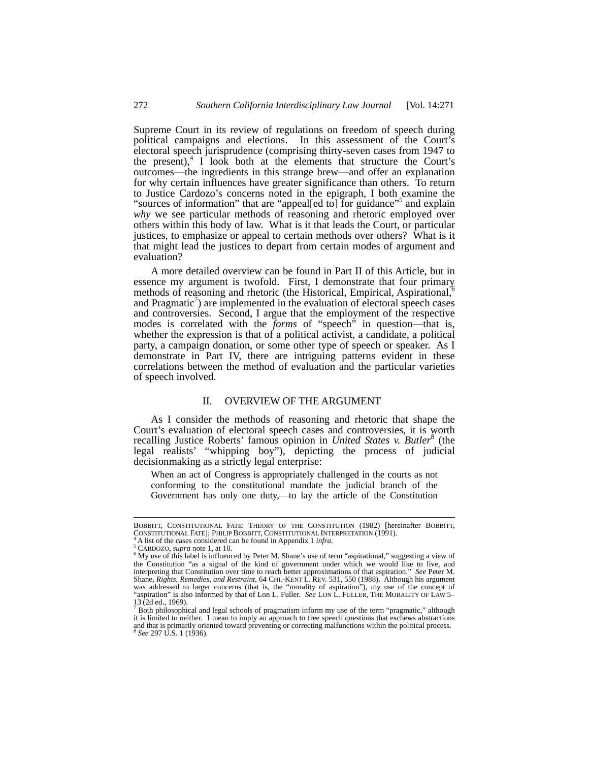Supreme Court in its review of regulations on freedom of speech during political campaigns and elections. In this assessment of the Court's electoral speech jurisprudence (comprising thirty-seven cases from 1947 to the present),[4] I look both at the elements that structure the Court's outcomes—the ingredients in this strange brew—and offer an explanation for why certain influences have greater significance than others. To return to Justice Cardozo's concerns noted in the epigraph, I both examine the "sources of information" that are "appeal[ed to] for guidance"[5] and explain *why* we see particular methods of reasoning and rhetoric employed over others within this body of law. What is it that leads the Court, or particular justices, to emphasize or appeal to certain methods over others? What is it that might lead the justices to depart from certain modes of argument and evaluation?

A more detailed overview can be found in Part II of this Article, but in essence my argument is twofold. First, I demonstrate that four primary methods of reasoning and rhetoric (the Historical, Empirical, Aspirational,[6] and Pragmatic[7]) are implemented in the evaluation of electoral speech cases and controversies. Second, I argue that the employment of the respective modes is correlated with the *forms* of "speech" in question—that is, whether the expression is that of a political activist, a candidate, a political party, a campaign donation, or some other type of speech or speaker. As I demonstrate in Part IV, there are intriguing patterns evident in these correlations between the method of evaluation and the particular varieties of speech involved.

## II. OVERVIEW OF THE ARGUMENT

As I consider the methods of reasoning and rhetoric that shape the Court's evaluation of electoral speech cases and controversies, it is worth recalling Justice Roberts' famous opinion in *United States v. Butler*[8] (the legal realists' "whipping boy"), depicting the process of judicial decisionmaking as a strictly legal enterprise:

> When an act of Congress is appropriately challenged in the courts as not conforming to the constitutional mandate the judicial branch of the Government has only one duty,—to lay the article of the Constitution

---

BOBBITT, CONSTITUTIONAL FATE: THEORY OF THE CONSTITUTION (1982) [hereinafter BOBBITT, CONSTITUTIONAL FATE]; PHILIP BOBBITT, CONSTITUTIONAL INTERPRETATION (1991).

[4] A list of the cases considered can be found in Appendix 1 *infra*.

[5] CARDOZO, *supra* note 1, at 10.

[6] My use of this label is influenced by Peter M. Shane's use of term "aspirational," suggesting a view of the Constitution "as a signal of the kind of government under which we would like to live, and interpreting that Constitution over time to reach better approximations of that aspiration." *See* Peter M. Shane, *Rights, Remedies, and Restraint*, 64 CHI.-KENT L. REV. 531, 550 (1988). Although his argument was addressed to larger concerns (that is, the "morality of aspiration"), my use of the concept of "aspiration" is also informed by that of Lon L. Fuller. *See* LON L. FULLER, THE MORALITY OF LAW 5–13 (2d ed., 1969).

[7] Both philosophical and legal schools of pragmatism inform my use of the term "pragmatic," although it is limited to neither. I mean to imply an approach to free speech questions that eschews abstractions and that is primarily oriented toward preventing or correcting malfunctions within the political process.

[8] *See* 297 U.S. 1 (1936).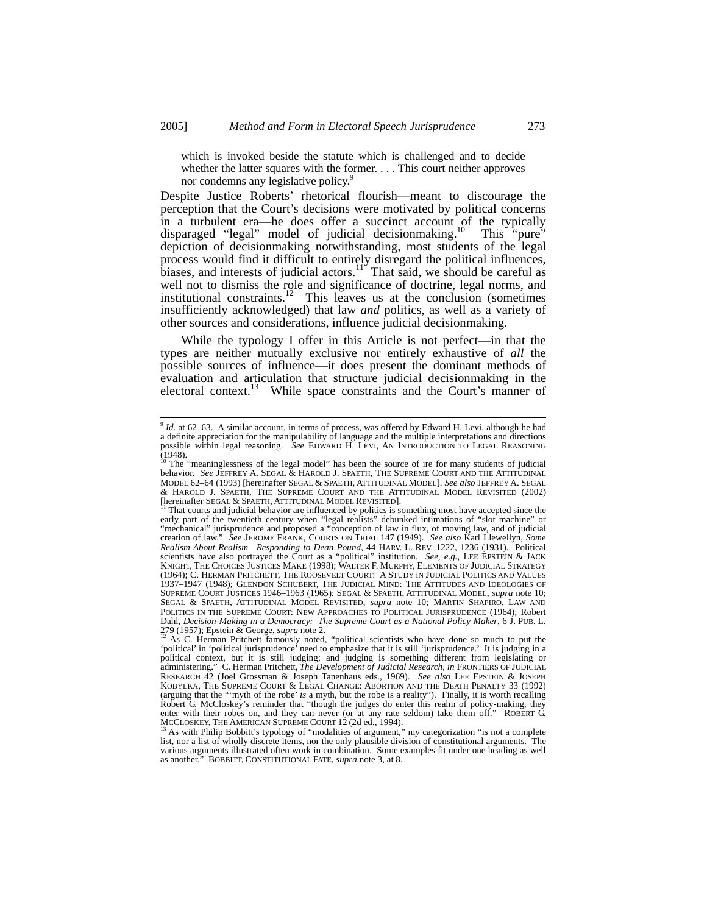> which is invoked beside the statute which is challenged and to decide whether the latter squares with the former. . . . This court neither approves nor condemns any legislative policy.[9]

Despite Justice Roberts' rhetorical flourish—meant to discourage the perception that the Court's decisions were motivated by political concerns in a turbulent era—he does offer a succinct account of the typically disparaged "legal" model of judicial decisionmaking.[10] This "pure" depiction of decisionmaking notwithstanding, most students of the legal process would find it difficult to entirely disregard the political influences, biases, and interests of judicial actors.[11] That said, we should be careful as well not to dismiss the role and significance of doctrine, legal norms, and institutional constraints.[12] This leaves us at the conclusion (sometimes insufficiently acknowledged) that law *and* politics, as well as a variety of other sources and considerations, influence judicial decisionmaking.

While the typology I offer in this Article is not perfect—in that the types are neither mutually exclusive nor entirely exhaustive of *all* the possible sources of influence—it does present the dominant methods of evaluation and articulation that structure judicial decisionmaking in the electoral context.[13] While space constraints and the Court's manner of

---

[9] *Id.* at 62–63. A similar account, in terms of process, was offered by Edward H. Levi, although he had a definite appreciation for the manipulability of language and the multiple interpretations and directions possible within legal reasoning. *See* EDWARD H. LEVI, AN INTRODUCTION TO LEGAL REASONING (1948).

[10] The "meaninglessness of the legal model" has been the source of ire for many students of judicial behavior. *See* JEFFREY A. SEGAL & HAROLD J. SPAETH, THE SUPREME COURT AND THE ATTITUDINAL MODEL 62–64 (1993) [hereinafter SEGAL & SPAETH, ATTITUDINAL MODEL]. *See also* JEFFREY A. SEGAL & HAROLD J. SPAETH, THE SUPREME COURT AND THE ATTITUDINAL MODEL REVISITED (2002) [hereinafter SEGAL & SPAETH, ATTITUDINAL MODEL REVISITED].

[11] That courts and judicial behavior are influenced by politics is something most have accepted since the early part of the twentieth century when "legal realists" debunked intimations of "slot machine" or "mechanical" jurisprudence and proposed a "conception of law in flux, of moving law, and of judicial creation of law." *See* JEROME FRANK, COURTS ON TRIAL 147 (1949). *See also* Karl Llewellyn, *Some Realism About Realism—Responding to Dean Pound*, 44 HARV. L. REV. 1222, 1236 (1931). Political scientists have also portrayed the Court as a "political" institution. *See, e.g.*, LEE EPSTEIN & JACK KNIGHT, THE CHOICES JUSTICES MAKE (1998); WALTER F. MURPHY, ELEMENTS OF JUDICIAL STRATEGY (1964); C. HERMAN PRITCHETT, THE ROOSEVELT COURT: A STUDY IN JUDICIAL POLITICS AND VALUES 1937–1947 (1948); GLENDON SCHUBERT, THE JUDICIAL MIND: THE ATTITUDES AND IDEOLOGIES OF SUPREME COURT JUSTICES 1946–1963 (1965); SEGAL & SPAETH, ATTITUDINAL MODEL, *supra* note 10; SEGAL & SPAETH, ATTITUDINAL MODEL REVISITED, *supra* note 10; MARTIN SHAPIRO, LAW AND POLITICS IN THE SUPREME COURT: NEW APPROACHES TO POLITICAL JURISPRUDENCE (1964); Robert Dahl, *Decision-Making in a Democracy: The Supreme Court as a National Policy Maker*, 6 J. PUB. L. 279 (1957); Epstein & George, *supra* note 2.

[12] As C. Herman Pritchett famously noted, "political scientists who have done so much to put the 'political' in 'political jurisprudence' need to emphasize that it is still 'jurisprudence.' It is judging in a political context, but it is still judging; and judging is something different from legislating or administering." C. Herman Pritchett, *The Development of Judicial Research*, *in* FRONTIERS OF JUDICIAL RESEARCH 42 (Joel Grossman & Joseph Tanenhaus eds., 1969). *See also* LEE EPSTEIN & JOSEPH KOBYLKA, THE SUPREME COURT & LEGAL CHANGE: ABORTION AND THE DEATH PENALTY 33 (1992) (arguing that the "'myth of the robe' *is* a myth, but the robe is a reality"). Finally, it is worth recalling Robert G. McCloskey's reminder that "though the judges do enter this realm of policy-making, they enter with their robes on, and they can never (or at any rate seldom) take them off." ROBERT G. MCCLOSKEY, THE AMERICAN SUPREME COURT 12 (2d ed., 1994).

[13] As with Philip Bobbitt's typology of "modalities of argument," my categorization "is not a complete list, nor a list of wholly discrete items, nor the only plausible division of constitutional arguments. The various arguments illustrated often work in combination. Some examples fit under one heading as well as another." BOBBITT, CONSTITUTIONAL FATE, *supra* note 3, at 8.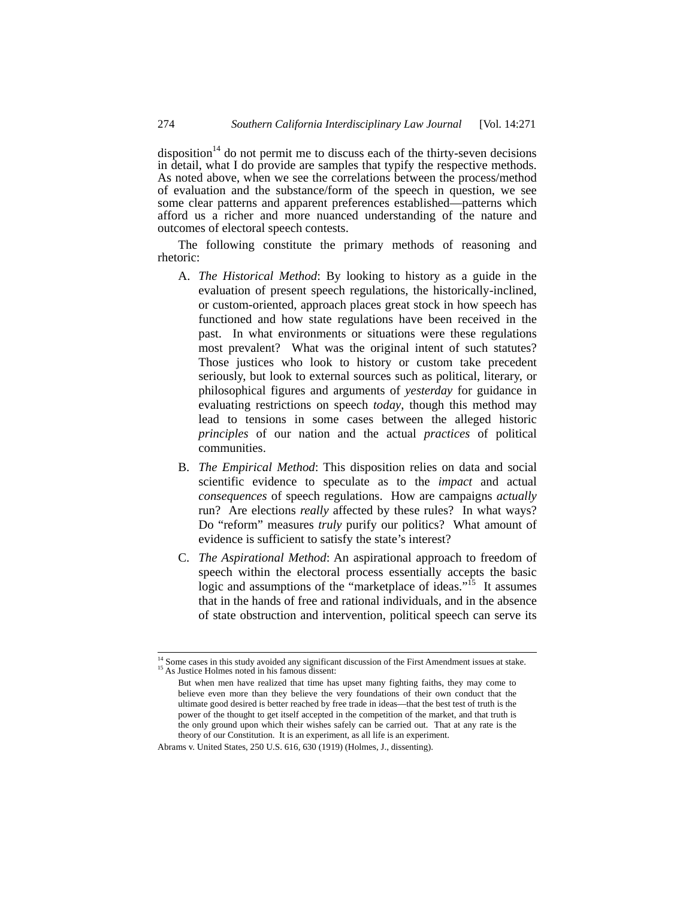disposition[14] do not permit me to discuss each of the thirty-seven decisions in detail, what I do provide are samples that typify the respective methods. As noted above, when we see the correlations between the process/method of evaluation and the substance/form of the speech in question, we see some clear patterns and apparent preferences established—patterns which afford us a richer and more nuanced understanding of the nature and outcomes of electoral speech contests.

The following constitute the primary methods of reasoning and rhetoric:

A. *The Historical Method*: By looking to history as a guide in the evaluation of present speech regulations, the historically-inclined, or custom-oriented, approach places great stock in how speech has functioned and how state regulations have been received in the past. In what environments or situations were these regulations most prevalent? What was the original intent of such statutes? Those justices who look to history or custom take precedent seriously, but look to external sources such as political, literary, or philosophical figures and arguments of *yesterday* for guidance in evaluating restrictions on speech *today*, though this method may lead to tensions in some cases between the alleged historic *principles* of our nation and the actual *practices* of political communities.

B. *The Empirical Method*: This disposition relies on data and social scientific evidence to speculate as to the *impact* and actual *consequences* of speech regulations. How are campaigns *actually* run? Are elections *really* affected by these rules? In what ways? Do "reform" measures *truly* purify our politics? What amount of evidence is sufficient to satisfy the state's interest?

C. *The Aspirational Method*: An aspirational approach to freedom of speech within the electoral process essentially accepts the basic logic and assumptions of the "marketplace of ideas."[15] It assumes that in the hands of free and rational individuals, and in the absence of state obstruction and intervention, political speech can serve its

---

[14] Some cases in this study avoided any significant discussion of the First Amendment issues at stake.

[15] As Justice Holmes noted in his famous dissent:

> But when men have realized that time has upset many fighting faiths, they may come to believe even more than they believe the very foundations of their own conduct that the ultimate good desired is better reached by free trade in ideas—that the best test of truth is the power of the thought to get itself accepted in the competition of the market, and that truth is the only ground upon which their wishes safely can be carried out. That at any rate is the theory of our Constitution. It is an experiment, as all life is an experiment.

Abrams v. United States, 250 U.S. 616, 630 (1919) (Holmes, J., dissenting).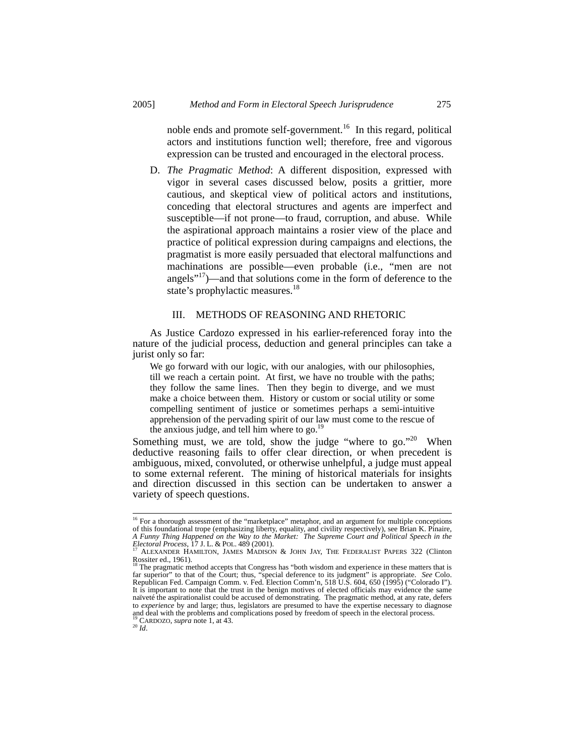noble ends and promote self-government.[16] In this regard, political actors and institutions function well; therefore, free and vigorous expression can be trusted and encouraged in the electoral process.

D. *The Pragmatic Method*: A different disposition, expressed with vigor in several cases discussed below, posits a grittier, more cautious, and skeptical view of political actors and institutions, conceding that electoral structures and agents are imperfect and susceptible—if not prone—to fraud, corruption, and abuse. While the aspirational approach maintains a rosier view of the place and practice of political expression during campaigns and elections, the pragmatist is more easily persuaded that electoral malfunctions and machinations are possible—even probable (i.e., "men are not angels"[17])—and that solutions come in the form of deference to the state's prophylactic measures.[18]

## III. METHODS OF REASONING AND RHETORIC

As Justice Cardozo expressed in his earlier-referenced foray into the nature of the judicial process, deduction and general principles can take a jurist only so far:

> We go forward with our logic, with our analogies, with our philosophies, till we reach a certain point. At first, we have no trouble with the paths; they follow the same lines. Then they begin to diverge, and we must make a choice between them. History or custom or social utility or some compelling sentiment of justice or sometimes perhaps a semi-intuitive apprehension of the pervading spirit of our law must come to the rescue of the anxious judge, and tell him where to go.[19]

Something must, we are told, show the judge "where to go."[20] When deductive reasoning fails to offer clear direction, or when precedent is ambiguous, mixed, convoluted, or otherwise unhelpful, a judge must appeal to some external referent. The mining of historical materials for insights and direction discussed in this section can be undertaken to answer a variety of speech questions.

---

[16] For a thorough assessment of the "marketplace" metaphor, and an argument for multiple conceptions of this foundational trope (emphasizing liberty, equality, and civility respectively), see Brian K. Pinaire, *A Funny Thing Happened on the Way to the Market: The Supreme Court and Political Speech in the Electoral Process*, 17 J. L. & POL. 489 (2001).

[17] ALEXANDER HAMILTON, JAMES MADISON & JOHN JAY, THE FEDERALIST PAPERS 322 (Clinton Rossiter ed., 1961).

[18] The pragmatic method accepts that Congress has "both wisdom and experience in these matters that is far superior" to that of the Court; thus, "special deference to its judgment" is appropriate. *See* Colo. Republican Fed. Campaign Comm. v. Fed. Election Comm'n, 518 U.S. 604, 650 (1995) ("Colorado I"). It is important to note that the trust in the benign motives of elected officials may evidence the same naïveté the aspirationalist could be accused of demonstrating. The pragmatic method, at any rate, defers to *experience* by and large; thus, legislators are presumed to have the expertise necessary to diagnose and deal with the problems and complications posed by freedom of speech in the electoral process.

[19] CARDOZO, *supra* note 1, at 43.

[20] *Id*.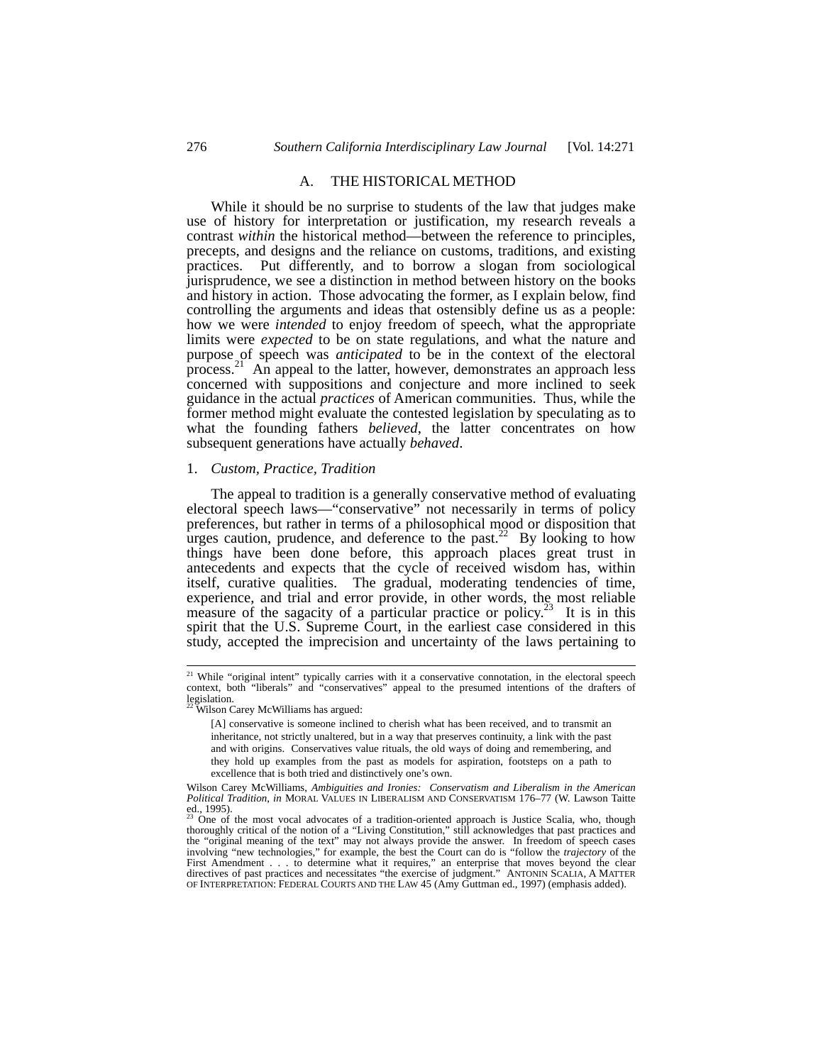## A. THE HISTORICAL METHOD

While it should be no surprise to students of the law that judges make use of history for interpretation or justification, my research reveals a contrast *within* the historical method—between the reference to principles, precepts, and designs and the reliance on customs, traditions, and existing practices. Put differently, and to borrow a slogan from sociological jurisprudence, we see a distinction in method between history on the books and history in action. Those advocating the former, as I explain below, find controlling the arguments and ideas that ostensibly define us as a people: how we were *intended* to enjoy freedom of speech, what the appropriate limits were *expected* to be on state regulations, and what the nature and purpose of speech was *anticipated* to be in the context of the electoral process.[21] An appeal to the latter, however, demonstrates an approach less concerned with suppositions and conjecture and more inclined to seek guidance in the actual *practices* of American communities. Thus, while the former method might evaluate the contested legislation by speculating as to what the founding fathers *believed*, the latter concentrates on how subsequent generations have actually *behaved*.

### 1. *Custom, Practice, Tradition*

The appeal to tradition is a generally conservative method of evaluating electoral speech laws—"conservative" not necessarily in terms of policy preferences, but rather in terms of a philosophical mood or disposition that urges caution, prudence, and deference to the past.[22] By looking to how things have been done before, this approach places great trust in antecedents and expects that the cycle of received wisdom has, within itself, curative qualities. The gradual, moderating tendencies of time, experience, and trial and error provide, in other words, the most reliable measure of the sagacity of a particular practice or policy.[23] It is in this spirit that the U.S. Supreme Court, in the earliest case considered in this study, accepted the imprecision and uncertainty of the laws pertaining to

---

[21] While "original intent" typically carries with it a conservative connotation, in the electoral speech context, both "liberals" and "conservatives" appeal to the presumed intentions of the drafters of legislation.

[22] Wilson Carey McWilliams has argued:

> [A] conservative is someone inclined to cherish what has been received, and to transmit an inheritance, not strictly unaltered, but in a way that preserves continuity, a link with the past and with origins. Conservatives value rituals, the old ways of doing and remembering, and they hold up examples from the past as models for aspiration, footsteps on a path to excellence that is both tried and distinctively one's own.

Wilson Carey McWilliams, *Ambiguities and Ironies: Conservatism and Liberalism in the American Political Tradition*, *in* MORAL VALUES IN LIBERALISM AND CONSERVATISM 176–77 (W. Lawson Taitte ed., 1995).

[23] One of the most vocal advocates of a tradition-oriented approach is Justice Scalia, who, though thoroughly critical of the notion of a "Living Constitution," still acknowledges that past practices and the "original meaning of the text" may not always provide the answer. In freedom of speech cases involving "new technologies," for example, the best the Court can do is "follow the *trajectory* of the First Amendment . . . to determine what it requires," an enterprise that moves beyond the clear directives of past practices and necessitates "the exercise of judgment." ANTONIN SCALIA, A MATTER OF INTERPRETATION: FEDERAL COURTS AND THE LAW 45 (Amy Guttman ed., 1997) (emphasis added).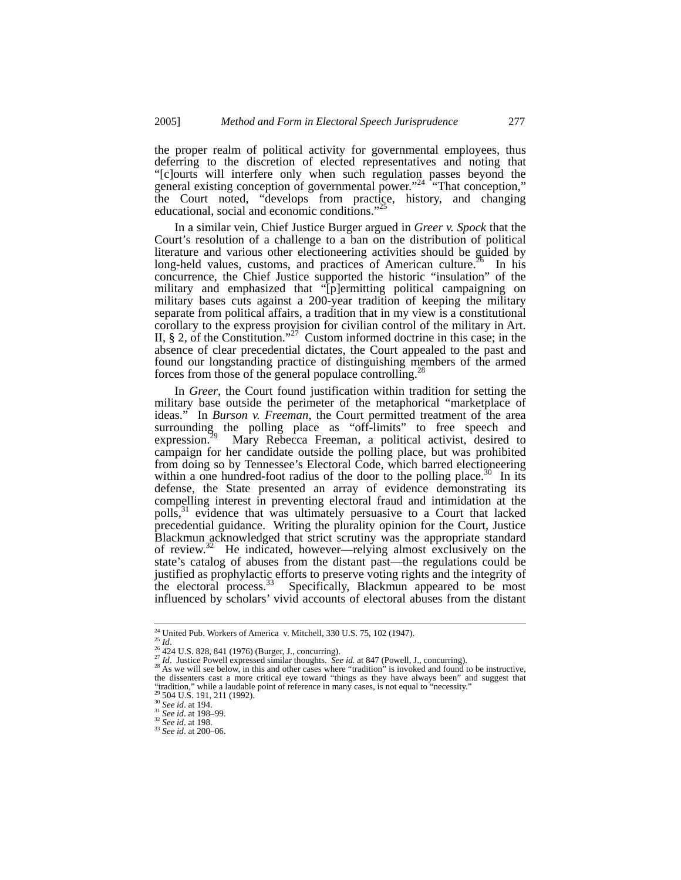the proper realm of political activity for governmental employees, thus deferring to the discretion of elected representatives and noting that "[c]ourts will interfere only when such regulation passes beyond the general existing conception of governmental power."[24] "That conception," the Court noted, "develops from practice, history, and changing educational, social and economic conditions."[25]

In a similar vein, Chief Justice Burger argued in *Greer v. Spock* that the Court's resolution of a challenge to a ban on the distribution of political literature and various other electioneering activities should be guided by long-held values, customs, and practices of American culture.[26] In his concurrence, the Chief Justice supported the historic "insulation" of the military and emphasized that "[p]ermitting political campaigning on military bases cuts against a 200-year tradition of keeping the military separate from political affairs, a tradition that in my view is a constitutional corollary to the express provision for civilian control of the military in Art. II, § 2, of the Constitution."[27] Custom informed doctrine in this case; in the absence of clear precedential dictates, the Court appealed to the past and found our longstanding practice of distinguishing members of the armed forces from those of the general populace controlling.[28]

In *Greer*, the Court found justification within tradition for setting the military base outside the perimeter of the metaphorical "marketplace of ideas." In *Burson v. Freeman*, the Court permitted treatment of the area surrounding the polling place as "off-limits" to free speech and expression.[29] Mary Rebecca Freeman, a political activist, desired to campaign for her candidate outside the polling place, but was prohibited from doing so by Tennessee's Electoral Code, which barred electioneering within a one hundred-foot radius of the door to the polling place.[30] In its defense, the State presented an array of evidence demonstrating its compelling interest in preventing electoral fraud and intimidation at the polls,[31] evidence that was ultimately persuasive to a Court that lacked precedential guidance. Writing the plurality opinion for the Court, Justice Blackmun acknowledged that strict scrutiny was the appropriate standard of review.[32] He indicated, however—relying almost exclusively on the state's catalog of abuses from the distant past—the regulations could be justified as prophylactic efforts to preserve voting rights and the integrity of the electoral process.[33] Specifically, Blackmun appeared to be most influenced by scholars' vivid accounts of electoral abuses from the distant

---

[24] United Pub. Workers of America v. Mitchell, 330 U.S. 75, 102 (1947).
[25] *Id*.
[26] 424 U.S. 828, 841 (1976) (Burger, J., concurring).
[27] *Id*. Justice Powell expressed similar thoughts. *See id.* at 847 (Powell, J., concurring).
[28] As we will see below, in this and other cases where "tradition" is invoked and found to be instructive, the dissenters cast a more critical eye toward "things as they have always been" and suggest that "tradition," while a laudable point of reference in many cases, is not equal to "necessity."
[29] 504 U.S. 191, 211 (1992).
[30] *See id*. at 194.
[31] *See id*. at 198–99.
[32] *See id*. at 198.
[33] *See id*. at 200–06.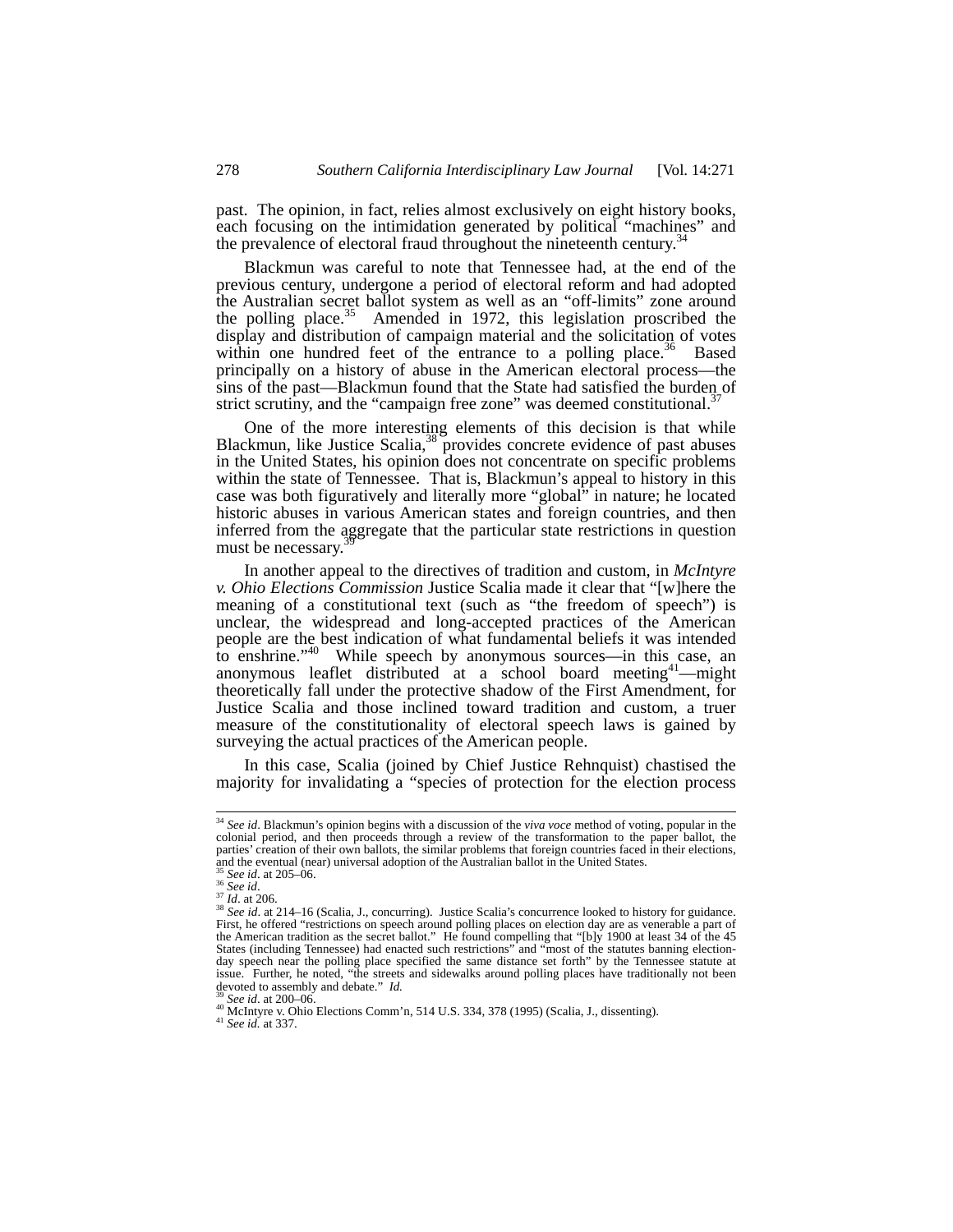past. The opinion, in fact, relies almost exclusively on eight history books, each focusing on the intimidation generated by political "machines" and the prevalence of electoral fraud throughout the nineteenth century.[34]

Blackmun was careful to note that Tennessee had, at the end of the previous century, undergone a period of electoral reform and had adopted the Australian secret ballot system as well as an "off-limits" zone around the polling place.[35] Amended in 1972, this legislation proscribed the display and distribution of campaign material and the solicitation of votes within one hundred feet of the entrance to a polling place.[36] Based principally on a history of abuse in the American electoral process—the sins of the past—Blackmun found that the State had satisfied the burden of strict scrutiny, and the "campaign free zone" was deemed constitutional.[37]

One of the more interesting elements of this decision is that while Blackmun, like Justice Scalia,[38] provides concrete evidence of past abuses in the United States, his opinion does not concentrate on specific problems within the state of Tennessee. That is, Blackmun's appeal to history in this case was both figuratively and literally more "global" in nature; he located historic abuses in various American states and foreign countries, and then inferred from the aggregate that the particular state restrictions in question must be necessary.[39]

In another appeal to the directives of tradition and custom, in *McIntyre v. Ohio Elections Commission* Justice Scalia made it clear that "[w]here the meaning of a constitutional text (such as "the freedom of speech") is unclear, the widespread and long-accepted practices of the American people are the best indication of what fundamental beliefs it was intended to enshrine."[40] While speech by anonymous sources—in this case, an anonymous leaflet distributed at a school board meeting[41]—might theoretically fall under the protective shadow of the First Amendment, for Justice Scalia and those inclined toward tradition and custom, a truer measure of the constitutionality of electoral speech laws is gained by surveying the actual practices of the American people.

In this case, Scalia (joined by Chief Justice Rehnquist) chastised the majority for invalidating a "species of protection for the election process

---

[34] *See id*. Blackmun's opinion begins with a discussion of the *viva voce* method of voting, popular in the colonial period, and then proceeds through a review of the transformation to the paper ballot, the parties' creation of their own ballots, the similar problems that foreign countries faced in their elections, and the eventual (near) universal adoption of the Australian ballot in the United States.

[35] *See id*. at 205–06.

[36] *See id*.

[37] *Id*. at 206.

[38] *See id*. at 214–16 (Scalia, J., concurring). Justice Scalia's concurrence looked to history for guidance. First, he offered "restrictions on speech around polling places on election day are as venerable a part of the American tradition as the secret ballot." He found compelling that "[b]y 1900 at least 34 of the 45 States (including Tennessee) had enacted such restrictions" and "most of the statutes banning election-day speech near the polling place specified the same distance set forth" by the Tennessee statute at issue. Further, he noted, "the streets and sidewalks around polling places have traditionally not been devoted to assembly and debate." *Id.*

[39] *See id*. at 200–06.

[40] McIntyre v. Ohio Elections Comm'n, 514 U.S. 334, 378 (1995) (Scalia, J., dissenting).

[41] *See id.* at 337.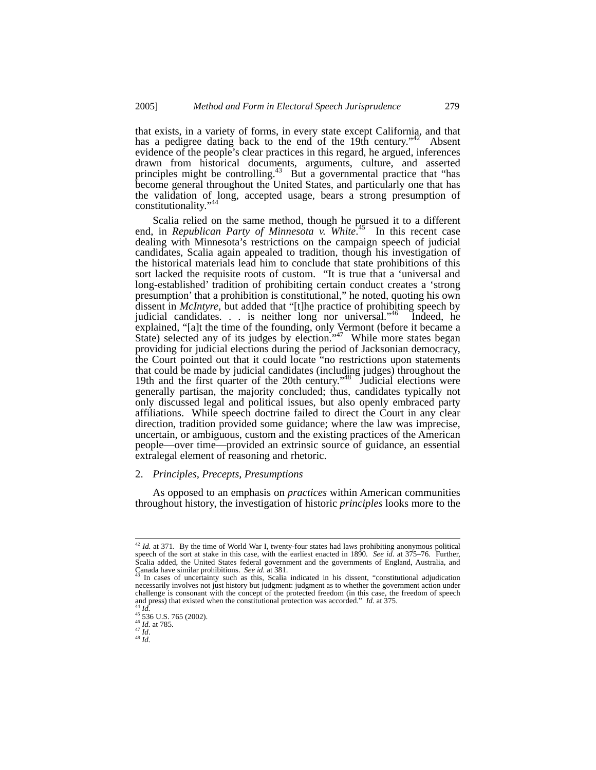that exists, in a variety of forms, in every state except California, and that has a pedigree dating back to the end of the 19th century."[42] Absent evidence of the people's clear practices in this regard, he argued, inferences drawn from historical documents, arguments, culture, and asserted principles might be controlling.[43] But a governmental practice that "has become general throughout the United States, and particularly one that has the validation of long, accepted usage, bears a strong presumption of constitutionality."[44]

Scalia relied on the same method, though he pursued it to a different end, in *Republican Party of Minnesota v. White*.[45] In this recent case dealing with Minnesota's restrictions on the campaign speech of judicial candidates, Scalia again appealed to tradition, though his investigation of the historical materials lead him to conclude that state prohibitions of this sort lacked the requisite roots of custom. "It is true that a 'universal and long-established' tradition of prohibiting certain conduct creates a 'strong presumption' that a prohibition is constitutional," he noted, quoting his own dissent in *McIntyre*, but added that "[t]he practice of prohibiting speech by judicial candidates. . . is neither long nor universal."[46] Indeed, he explained, "[a]t the time of the founding, only Vermont (before it became a State) selected any of its judges by election."[47] While more states began providing for judicial elections during the period of Jacksonian democracy, the Court pointed out that it could locate "no restrictions upon statements that could be made by judicial candidates (including judges) throughout the 19th and the first quarter of the 20th century."[48] Judicial elections were generally partisan, the majority concluded; thus, candidates typically not only discussed legal and political issues, but also openly embraced party affiliations. While speech doctrine failed to direct the Court in any clear direction, tradition provided some guidance; where the law was imprecise, uncertain, or ambiguous, custom and the existing practices of the American people—over time—provided an extrinsic source of guidance, an essential extralegal element of reasoning and rhetoric.

2. *Principles, Precepts, Presumptions*

As opposed to an emphasis on *practices* within American communities throughout history, the investigation of historic *principles* looks more to the

---

[42] *Id.* at 371. By the time of World War I, twenty-four states had laws prohibiting anonymous political speech of the sort at stake in this case, with the earliest enacted in 1890. *See id.* at 375–76. Further, Scalia added, the United States federal government and the governments of England, Australia, and Canada have similar prohibitions. *See id.* at 381.

[43] In cases of uncertainty such as this, Scalia indicated in his dissent, "constitutional adjudication necessarily involves not just history but judgment: judgment as to whether the government action under challenge is consonant with the concept of the protected freedom (in this case, the freedom of speech and press) that existed when the constitutional protection was accorded." *Id.* at 375.

[44] *Id.*

[45] 536 U.S. 765 (2002).

[46] *Id.* at 785.

[47] *Id*.

[48] *Id.*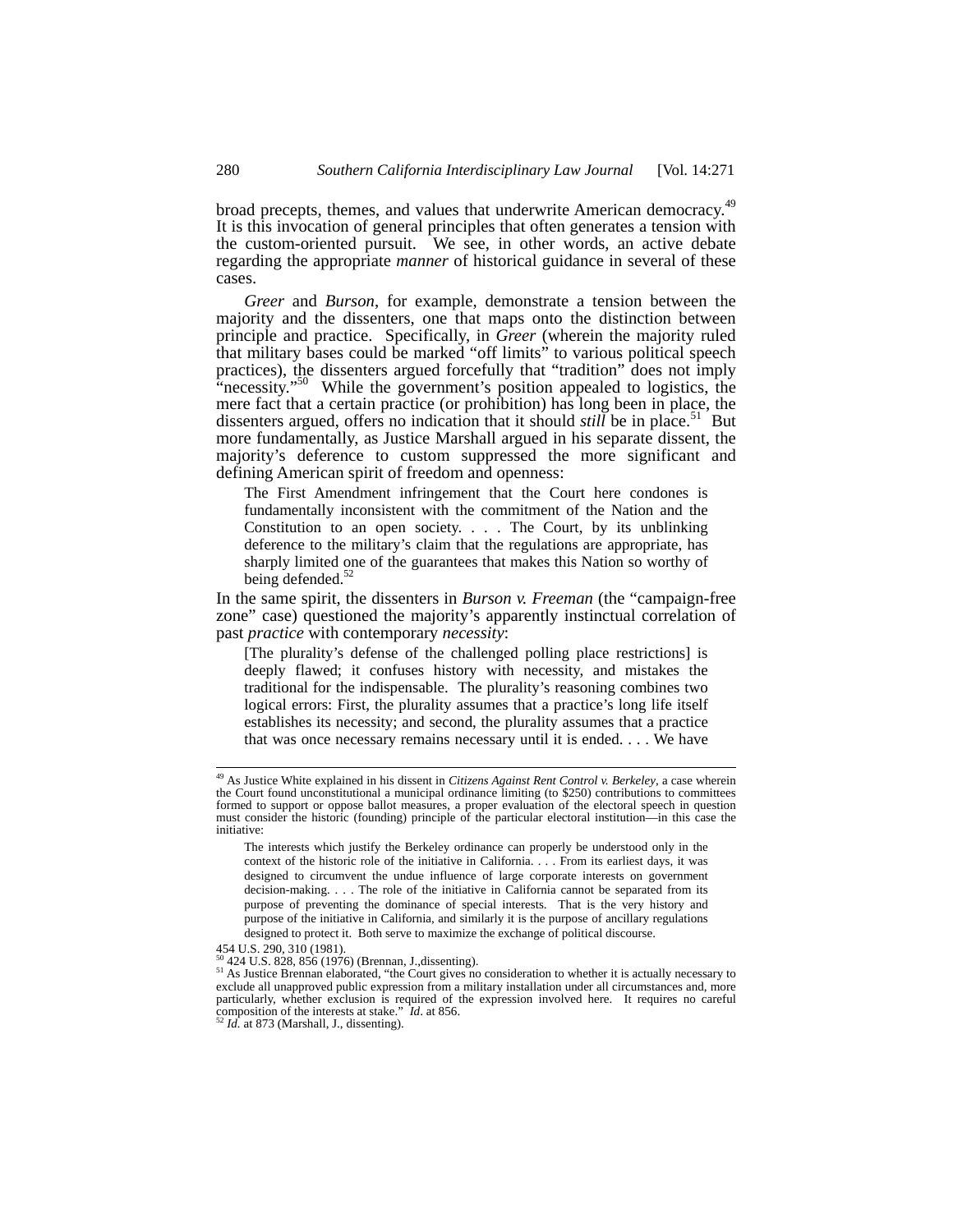broad precepts, themes, and values that underwrite American democracy.[49] It is this invocation of general principles that often generates a tension with the custom-oriented pursuit. We see, in other words, an active debate regarding the appropriate *manner* of historical guidance in several of these cases.

*Greer* and *Burson*, for example, demonstrate a tension between the majority and the dissenters, one that maps onto the distinction between principle and practice. Specifically, in *Greer* (wherein the majority ruled that military bases could be marked "off limits" to various political speech practices), the dissenters argued forcefully that "tradition" does not imply "necessity."[50] While the government's position appealed to logistics, the mere fact that a certain practice (or prohibition) has long been in place, the dissenters argued, offers no indication that it should *still* be in place.[51] But more fundamentally, as Justice Marshall argued in his separate dissent, the majority's deference to custom suppressed the more significant and defining American spirit of freedom and openness:

> The First Amendment infringement that the Court here condones is fundamentally inconsistent with the commitment of the Nation and the Constitution to an open society. . . . The Court, by its unblinking deference to the military's claim that the regulations are appropriate, has sharply limited one of the guarantees that makes this Nation so worthy of being defended.[52]

In the same spirit, the dissenters in *Burson v. Freeman* (the "campaign-free zone" case) questioned the majority's apparently instinctual correlation of past *practice* with contemporary *necessity*:

> [The plurality's defense of the challenged polling place restrictions] is deeply flawed; it confuses history with necessity, and mistakes the traditional for the indispensable. The plurality's reasoning combines two logical errors: First, the plurality assumes that a practice's long life itself establishes its necessity; and second, the plurality assumes that a practice that was once necessary remains necessary until it is ended. . . . We have

---

[49] As Justice White explained in his dissent in *Citizens Against Rent Control v. Berkeley*, a case wherein the Court found unconstitutional a municipal ordinance limiting (to $250) contributions to committees formed to support or oppose ballot measures, a proper evaluation of the electoral speech in question must consider the historic (founding) principle of the particular electoral institution—in this case the initiative:

> The interests which justify the Berkeley ordinance can properly be understood only in the context of the historic role of the initiative in California. . . . From its earliest days, it was designed to circumvent the undue influence of large corporate interests on government decision-making. . . . The role of the initiative in California cannot be separated from its purpose of preventing the dominance of special interests. That is the very history and purpose of the initiative in California, and similarly it is the purpose of ancillary regulations designed to protect it. Both serve to maximize the exchange of political discourse.

454 U.S. 290, 310 (1981).

[50] 424 U.S. 828, 856 (1976) (Brennan, J.,dissenting).

[51] As Justice Brennan elaborated, "the Court gives no consideration to whether it is actually necessary to exclude all unapproved public expression from a military installation under all circumstances and, more particularly, whether exclusion is required of the expression involved here. It requires no careful composition of the interests at stake." *Id*. at 856.

[52] *Id.* at 873 (Marshall, J., dissenting).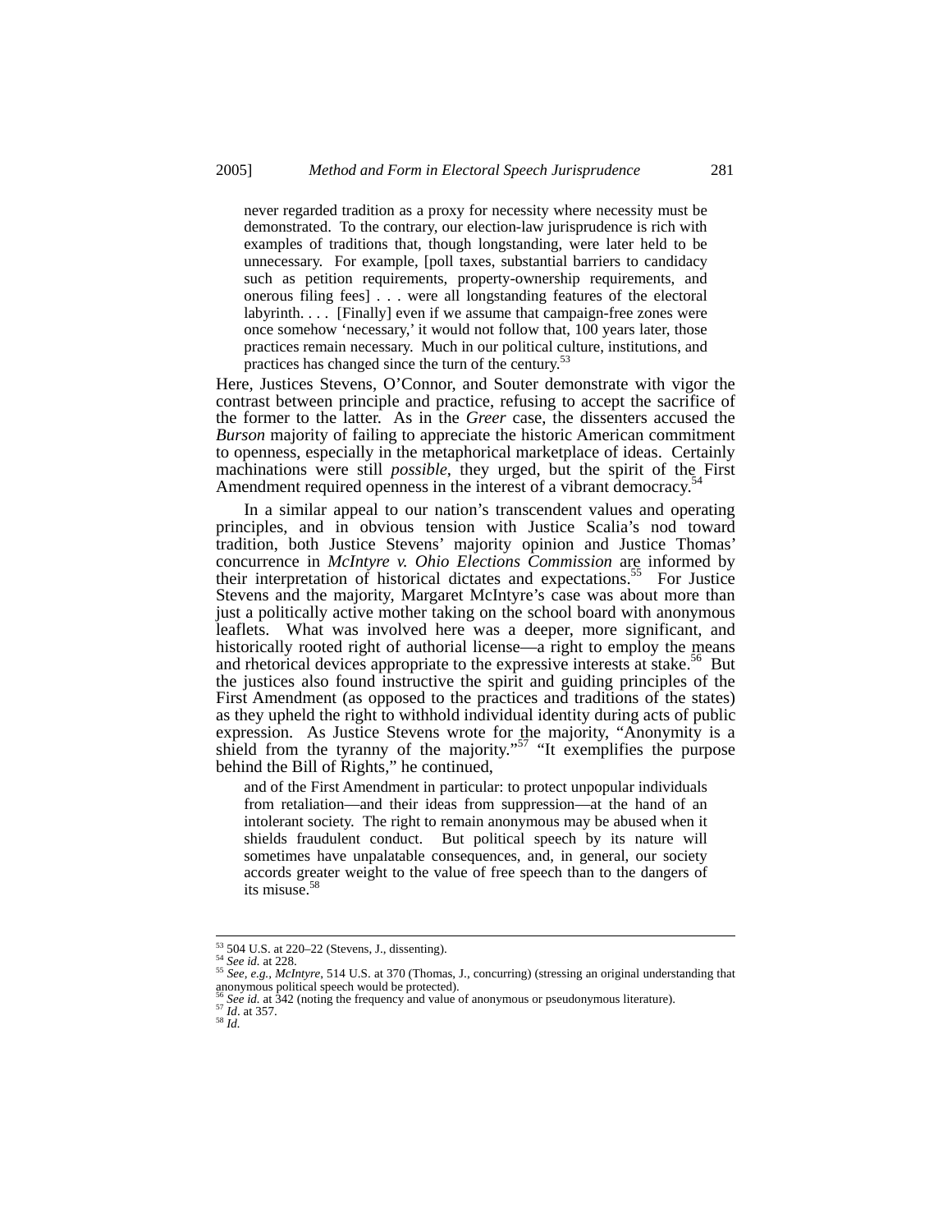> never regarded tradition as a proxy for necessity where necessity must be demonstrated. To the contrary, our election-law jurisprudence is rich with examples of traditions that, though longstanding, were later held to be unnecessary. For example, [poll taxes, substantial barriers to candidacy such as petition requirements, property-ownership requirements, and onerous filing fees] . . . were all longstanding features of the electoral labyrinth. . . . [Finally] even if we assume that campaign-free zones were once somehow 'necessary,' it would not follow that, 100 years later, those practices remain necessary. Much in our political culture, institutions, and practices has changed since the turn of the century.[53]

Here, Justices Stevens, O'Connor, and Souter demonstrate with vigor the contrast between principle and practice, refusing to accept the sacrifice of the former to the latter. As in the *Greer* case, the dissenters accused the *Burson* majority of failing to appreciate the historic American commitment to openness, especially in the metaphorical marketplace of ideas. Certainly machinations were still *possible*, they urged, but the spirit of the First Amendment required openness in the interest of a vibrant democracy.[54]

In a similar appeal to our nation's transcendent values and operating principles, and in obvious tension with Justice Scalia's nod toward tradition, both Justice Stevens' majority opinion and Justice Thomas' concurrence in *McIntyre v. Ohio Elections Commission* are informed by their interpretation of historical dictates and expectations.[55] For Justice Stevens and the majority, Margaret McIntyre's case was about more than just a politically active mother taking on the school board with anonymous leaflets. What was involved here was a deeper, more significant, and historically rooted right of authorial license—a right to employ the means and rhetorical devices appropriate to the expressive interests at stake.[56] But the justices also found instructive the spirit and guiding principles of the First Amendment (as opposed to the practices and traditions of the states) as they upheld the right to withhold individual identity during acts of public expression. As Justice Stevens wrote for the majority, "Anonymity is a shield from the tyranny of the majority."[57] "It exemplifies the purpose behind the Bill of Rights," he continued,

> and of the First Amendment in particular: to protect unpopular individuals from retaliation—and their ideas from suppression—at the hand of an intolerant society. The right to remain anonymous may be abused when it shields fraudulent conduct. But political speech by its nature will sometimes have unpalatable consequences, and, in general, our society accords greater weight to the value of free speech than to the dangers of its misuse.[58]

---

[53] 504 U.S. at 220–22 (Stevens, J., dissenting).
[54] *See id.* at 228.
[55] *See, e.g.*, *McIntyre*, 514 U.S. at 370 (Thomas, J., concurring) (stressing an original understanding that anonymous political speech would be protected).
[56] *See id.* at 342 (noting the frequency and value of anonymous or pseudonymous literature).
[57] *Id*. at 357.
[58] *Id.*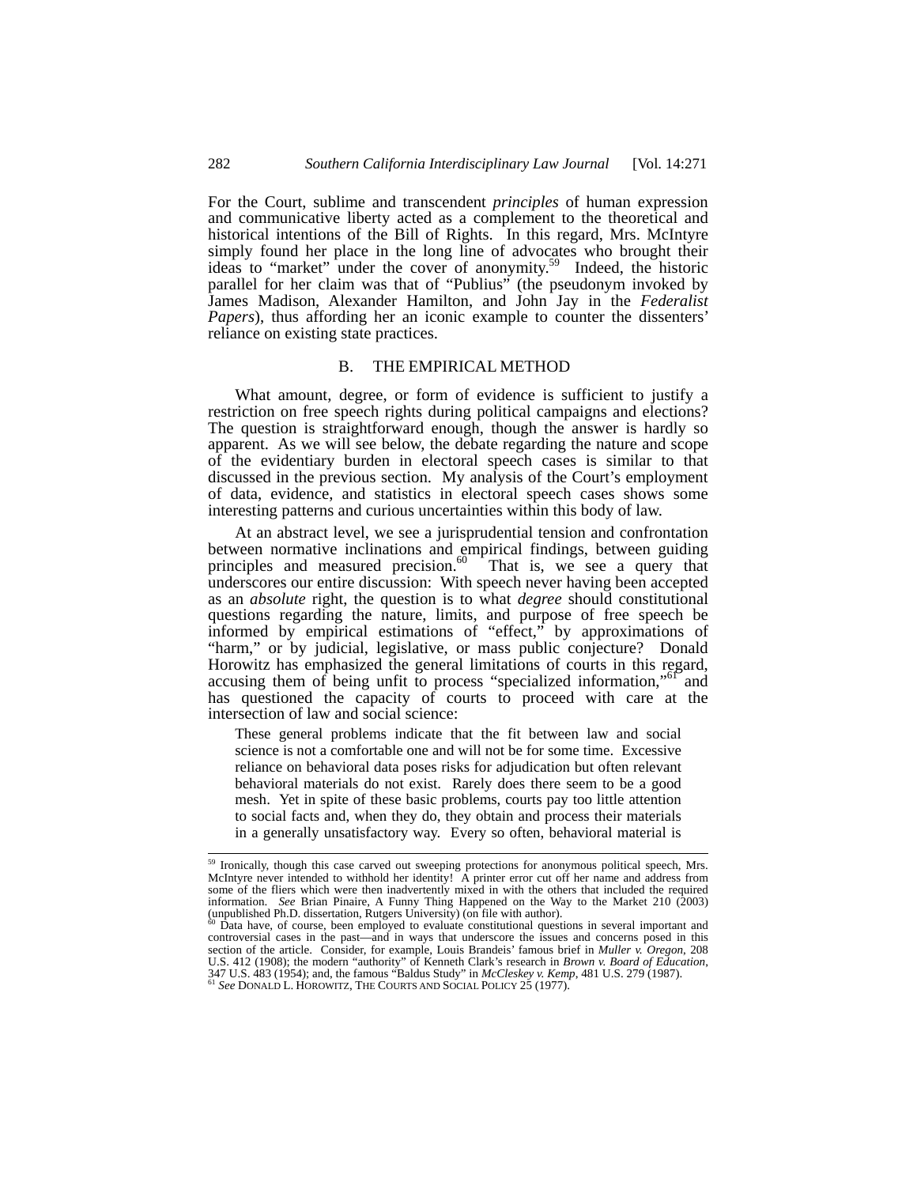For the Court, sublime and transcendent *principles* of human expression and communicative liberty acted as a complement to the theoretical and historical intentions of the Bill of Rights. In this regard, Mrs. McIntyre simply found her place in the long line of advocates who brought their ideas to "market" under the cover of anonymity.[59] Indeed, the historic parallel for her claim was that of "Publius" (the pseudonym invoked by James Madison, Alexander Hamilton, and John Jay in the *Federalist Papers*), thus affording her an iconic example to counter the dissenters' reliance on existing state practices.

### B. THE EMPIRICAL METHOD

What amount, degree, or form of evidence is sufficient to justify a restriction on free speech rights during political campaigns and elections? The question is straightforward enough, though the answer is hardly so apparent. As we will see below, the debate regarding the nature and scope of the evidentiary burden in electoral speech cases is similar to that discussed in the previous section. My analysis of the Court's employment of data, evidence, and statistics in electoral speech cases shows some interesting patterns and curious uncertainties within this body of law.

At an abstract level, we see a jurisprudential tension and confrontation between normative inclinations and empirical findings, between guiding principles and measured precision.[60] That is, we see a query that underscores our entire discussion: With speech never having been accepted as an *absolute* right, the question is to what *degree* should constitutional questions regarding the nature, limits, and purpose of free speech be informed by empirical estimations of "effect," by approximations of "harm," or by judicial, legislative, or mass public conjecture? Donald Horowitz has emphasized the general limitations of courts in this regard, accusing them of being unfit to process "specialized information,"[61] and has questioned the capacity of courts to proceed with care at the intersection of law and social science:

> These general problems indicate that the fit between law and social science is not a comfortable one and will not be for some time. Excessive reliance on behavioral data poses risks for adjudication but often relevant behavioral materials do not exist. Rarely does there seem to be a good mesh. Yet in spite of these basic problems, courts pay too little attention to social facts and, when they do, they obtain and process their materials in a generally unsatisfactory way. Every so often, behavioral material is

---

[59] Ironically, though this case carved out sweeping protections for anonymous political speech, Mrs. McIntyre never intended to withhold her identity! A printer error cut off her name and address from some of the fliers which were then inadvertently mixed in with the others that included the required information. *See* Brian Pinaire, A Funny Thing Happened on the Way to the Market 210 (2003) (unpublished Ph.D. dissertation, Rutgers University) (on file with author).

[60] Data have, of course, been employed to evaluate constitutional questions in several important and controversial cases in the past—and in ways that underscore the issues and concerns posed in this section of the article. Consider, for example, Louis Brandeis' famous brief in *Muller v. Oregon*, 208 U.S. 412 (1908); the modern "authority" of Kenneth Clark's research in *Brown v. Board of Education*, 347 U.S. 483 (1954); and, the famous "Baldus Study" in *McCleskey v. Kemp*, 481 U.S. 279 (1987).

[61] *See* DONALD L. HOROWITZ, THE COURTS AND SOCIAL POLICY 25 (1977).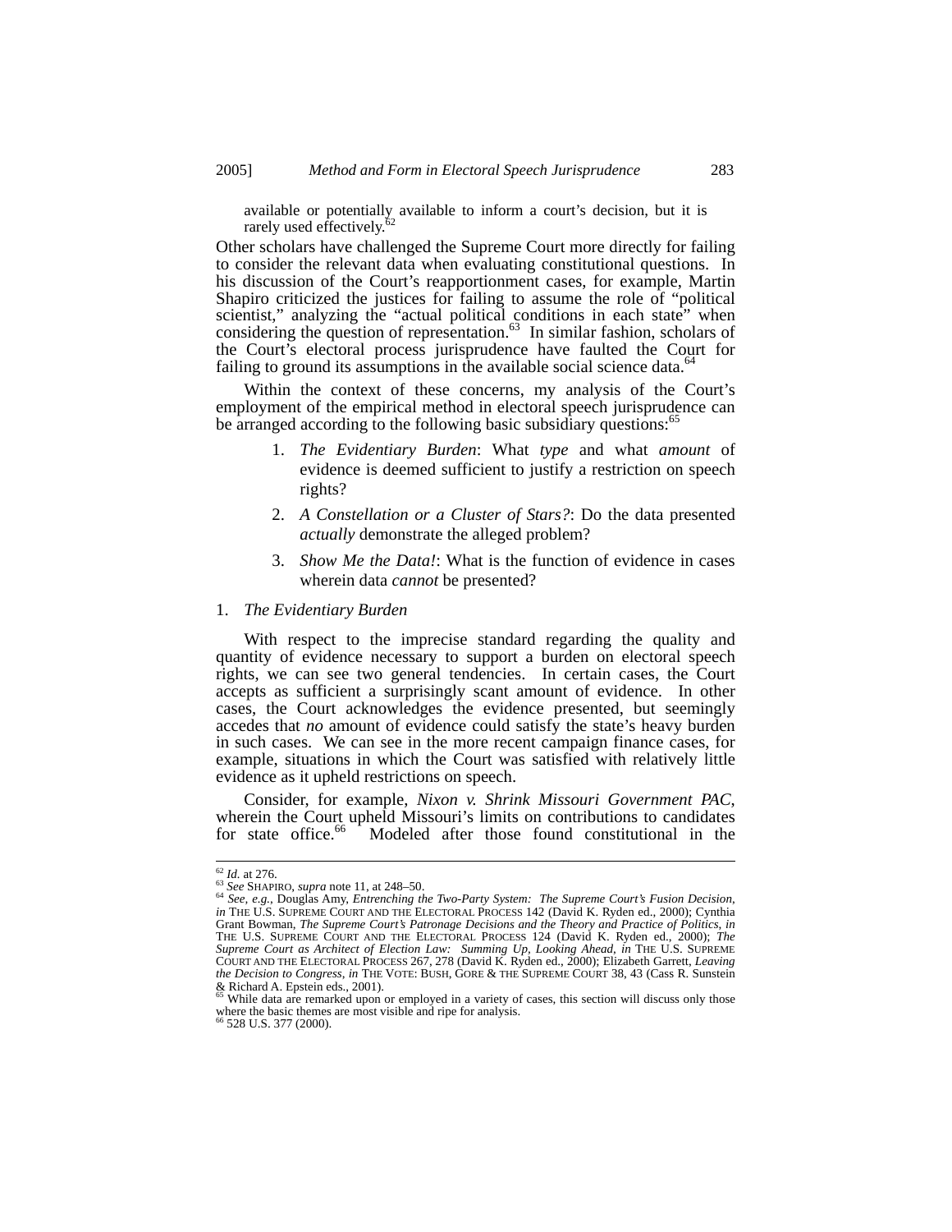> available or potentially available to inform a court's decision, but it is rarely used effectively.[62]

Other scholars have challenged the Supreme Court more directly for failing to consider the relevant data when evaluating constitutional questions. In his discussion of the Court's reapportionment cases, for example, Martin Shapiro criticized the justices for failing to assume the role of "political scientist," analyzing the "actual political conditions in each state" when considering the question of representation.[63] In similar fashion, scholars of the Court's electoral process jurisprudence have faulted the Court for failing to ground its assumptions in the available social science data.[64]

Within the context of these concerns, my analysis of the Court's employment of the empirical method in electoral speech jurisprudence can be arranged according to the following basic subsidiary questions:[65]

1. *The Evidentiary Burden*: What *type* and what *amount* of evidence is deemed sufficient to justify a restriction on speech rights?
2. *A Constellation or a Cluster of Stars?*: Do the data presented *actually* demonstrate the alleged problem?
3. *Show Me the Data!*: What is the function of evidence in cases wherein data *cannot* be presented?

### 1. *The Evidentiary Burden*

With respect to the imprecise standard regarding the quality and quantity of evidence necessary to support a burden on electoral speech rights, we can see two general tendencies. In certain cases, the Court accepts as sufficient a surprisingly scant amount of evidence. In other cases, the Court acknowledges the evidence presented, but seemingly accedes that *no* amount of evidence could satisfy the state's heavy burden in such cases. We can see in the more recent campaign finance cases, for example, situations in which the Court was satisfied with relatively little evidence as it upheld restrictions on speech.

Consider, for example, *Nixon v. Shrink Missouri Government PAC*, wherein the Court upheld Missouri's limits on contributions to candidates for state office.[66] Modeled after those found constitutional in the

---

[62] *Id.* at 276.

[63] *See* SHAPIRO, *supra* note 11, at 248–50.

[64] *See, e.g.*, Douglas Amy, *Entrenching the Two-Party System: The Supreme Court's Fusion Decision*, *in* THE U.S. SUPREME COURT AND THE ELECTORAL PROCESS 142 (David K. Ryden ed., 2000); Cynthia Grant Bowman, *The Supreme Court's Patronage Decisions and the Theory and Practice of Politics*, *in* THE U.S. SUPREME COURT AND THE ELECTORAL PROCESS 124 (David K. Ryden ed., 2000); *The Supreme Court as Architect of Election Law: Summing Up, Looking Ahead*, *in* THE U.S. SUPREME COURT AND THE ELECTORAL PROCESS 267, 278 (David K. Ryden ed., 2000); Elizabeth Garrett, *Leaving the Decision to Congress*, *in* THE VOTE: BUSH, GORE & THE SUPREME COURT 38, 43 (Cass R. Sunstein & Richard A. Epstein eds., 2001).

[65] While data are remarked upon or employed in a variety of cases, this section will discuss only those where the basic themes are most visible and ripe for analysis.

[66] 528 U.S. 377 (2000).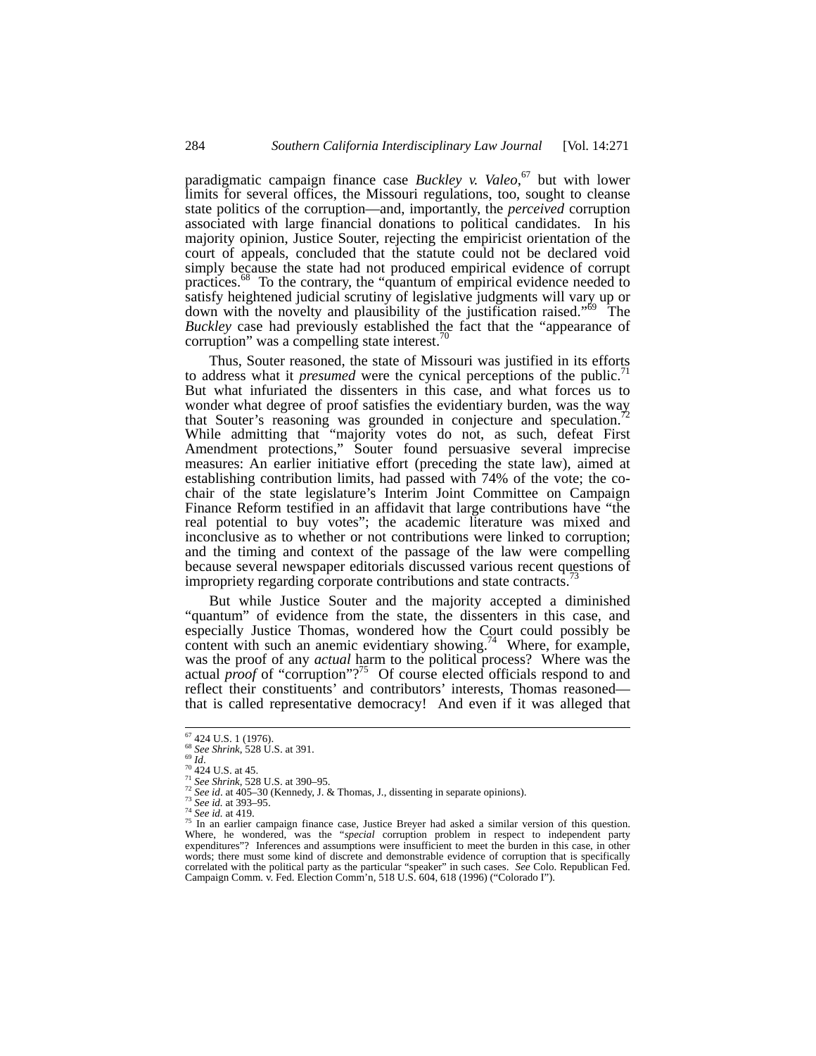paradigmatic campaign finance case *Buckley v. Valeo*,[67] but with lower limits for several offices, the Missouri regulations, too, sought to cleanse state politics of the corruption—and, importantly, the *perceived* corruption associated with large financial donations to political candidates. In his majority opinion, Justice Souter, rejecting the empiricist orientation of the court of appeals, concluded that the statute could not be declared void simply because the state had not produced empirical evidence of corrupt practices.[68] To the contrary, the "quantum of empirical evidence needed to satisfy heightened judicial scrutiny of legislative judgments will vary up or down with the novelty and plausibility of the justification raised."[69] The *Buckley* case had previously established the fact that the "appearance of corruption" was a compelling state interest.[70]

Thus, Souter reasoned, the state of Missouri was justified in its efforts to address what it *presumed* were the cynical perceptions of the public.[71] But what infuriated the dissenters in this case, and what forces us to wonder what degree of proof satisfies the evidentiary burden, was the way that Souter's reasoning was grounded in conjecture and speculation.[72] While admitting that "majority votes do not, as such, defeat First Amendment protections," Souter found persuasive several imprecise measures: An earlier initiative effort (preceding the state law), aimed at establishing contribution limits, had passed with 74% of the vote; the co-chair of the state legislature's Interim Joint Committee on Campaign Finance Reform testified in an affidavit that large contributions have "the real potential to buy votes"; the academic literature was mixed and inconclusive as to whether or not contributions were linked to corruption; and the timing and context of the passage of the law were compelling because several newspaper editorials discussed various recent questions of impropriety regarding corporate contributions and state contracts.[73]

But while Justice Souter and the majority accepted a diminished "quantum" of evidence from the state, the dissenters in this case, and especially Justice Thomas, wondered how the Court could possibly be content with such an anemic evidentiary showing.[74] Where, for example, was the proof of any *actual* harm to the political process? Where was the actual *proof* of "corruption"?[75] Of course elected officials respond to and reflect their constituents' and contributors' interests, Thomas reasoned—that is called representative democracy! And even if it was alleged that

---

[67] 424 U.S. 1 (1976).

[68] *See Shrink*, 528 U.S. at 391.

[69] *Id*.

[70] 424 U.S. at 45.

[71] *See Shrink*, 528 U.S. at 390–95.

[72] *See id*. at 405–30 (Kennedy, J. & Thomas, J., dissenting in separate opinions).

[73] *See id.* at 393–95.

[74] *See id.* at 419.

[75] In an earlier campaign finance case, Justice Breyer had asked a similar version of this question. Where, he wondered, was the "*special* corruption problem in respect to independent party expenditures"? Inferences and assumptions were insufficient to meet the burden in this case, in other words; there must some kind of discrete and demonstrable evidence of corruption that is specifically correlated with the political party as the particular "speaker" in such cases. *See* Colo. Republican Fed. Campaign Comm. v. Fed. Election Comm'n, 518 U.S. 604, 618 (1996) ("Colorado I").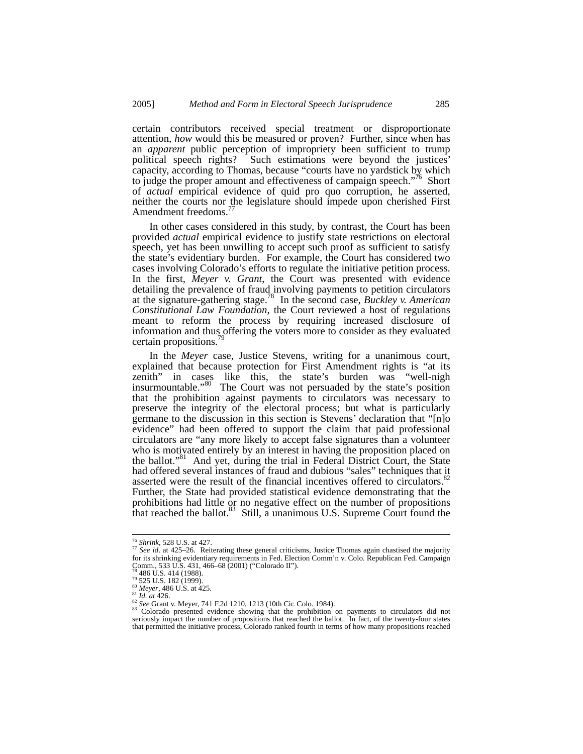certain contributors received special treatment or disproportionate attention, *how* would this be measured or proven? Further, since when has an *apparent* public perception of impropriety been sufficient to trump political speech rights? Such estimations were beyond the justices' capacity, according to Thomas, because "courts have no yardstick by which to judge the proper amount and effectiveness of campaign speech."[76] Short of *actual* empirical evidence of quid pro quo corruption, he asserted, neither the courts nor the legislature should impede upon cherished First Amendment freedoms.[77]

In other cases considered in this study, by contrast, the Court has been provided *actual* empirical evidence to justify state restrictions on electoral speech, yet has been unwilling to accept such proof as sufficient to satisfy the state's evidentiary burden. For example, the Court has considered two cases involving Colorado's efforts to regulate the initiative petition process. In the first, *Meyer v. Grant*, the Court was presented with evidence detailing the prevalence of fraud involving payments to petition circulators at the signature-gathering stage.[78] In the second case, *Buckley v. American Constitutional Law Foundation*, the Court reviewed a host of regulations meant to reform the process by requiring increased disclosure of information and thus offering the voters more to consider as they evaluated certain propositions.[79]

In the *Meyer* case, Justice Stevens, writing for a unanimous court, explained that because protection for First Amendment rights is "at its zenith" in cases like this, the state's burden was "well-nigh insurmountable."[80] The Court was not persuaded by the state's position that the prohibition against payments to circulators was necessary to preserve the integrity of the electoral process; but what is particularly germane to the discussion in this section is Stevens' declaration that "[n]o evidence" had been offered to support the claim that paid professional circulators are "any more likely to accept false signatures than a volunteer who is motivated entirely by an interest in having the proposition placed on the ballot."[81] And yet, during the trial in Federal District Court, the State had offered several instances of fraud and dubious "sales" techniques that it asserted were the result of the financial incentives offered to circulators.[82] Further, the State had provided statistical evidence demonstrating that the prohibitions had little or no negative effect on the number of propositions that reached the ballot.[83] Still, a unanimous U.S. Supreme Court found the

---

[76] *Shrink*, 528 U.S. at 427.

[77] *See id*. at 425–26. Reiterating these general criticisms, Justice Thomas again chastised the majority for its shrinking evidentiary requirements in Fed. Election Comm'n v. Colo. Republican Fed. Campaign Comm., 533 U.S. 431, 466–68 (2001) ("Colorado II").

[78] 486 U.S. 414 (1988).

[79] 525 U.S. 182 (1999).

[80] *Meyer*, 486 U.S. at 425.

[81] *Id. at* 426.

[82] *See* Grant v. Meyer, 741 F.2d 1210, 1213 (10th Cir. Colo. 1984).

[83] Colorado presented evidence showing that the prohibition on payments to circulators did not seriously impact the number of propositions that reached the ballot. In fact, of the twenty-four states that permitted the initiative process, Colorado ranked fourth in terms of how many propositions reached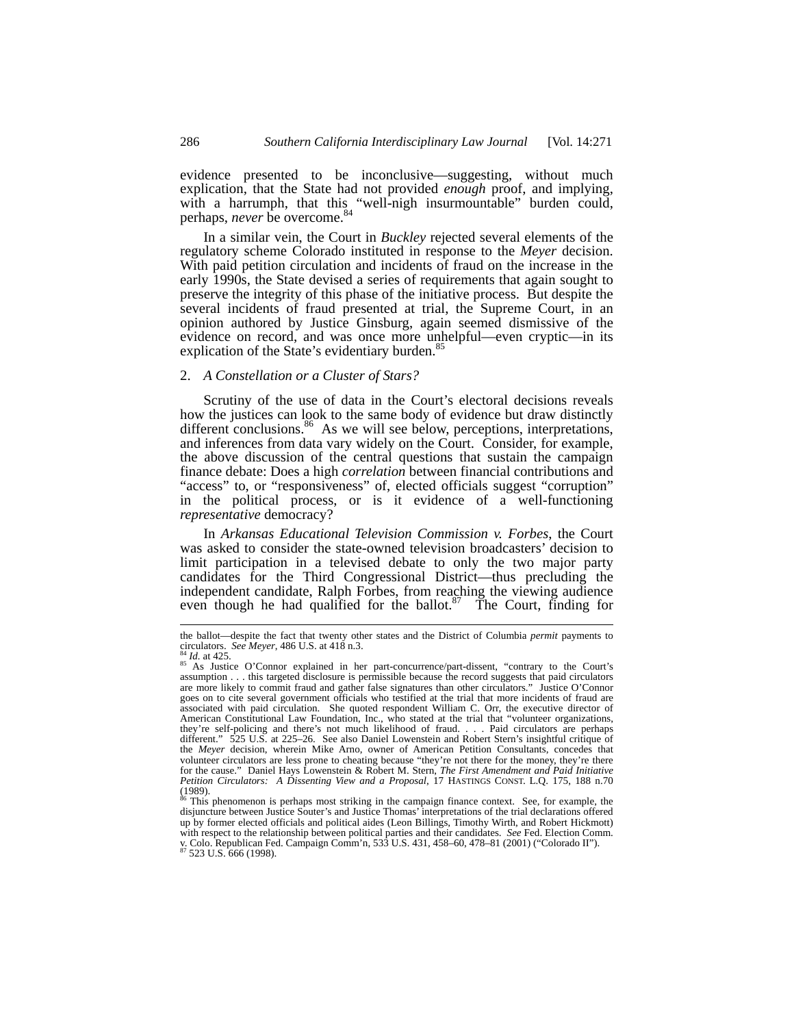evidence presented to be inconclusive—suggesting, without much explication, that the State had not provided *enough* proof, and implying, with a harrumph, that this "well-nigh insurmountable" burden could, perhaps, *never* be overcome.[84]

In a similar vein, the Court in *Buckley* rejected several elements of the regulatory scheme Colorado instituted in response to the *Meyer* decision. With paid petition circulation and incidents of fraud on the increase in the early 1990s, the State devised a series of requirements that again sought to preserve the integrity of this phase of the initiative process. But despite the several incidents of fraud presented at trial, the Supreme Court, in an opinion authored by Justice Ginsburg, again seemed dismissive of the evidence on record, and was once more unhelpful—even cryptic—in its explication of the State's evidentiary burden.[85]

### 2. *A Constellation or a Cluster of Stars?*

Scrutiny of the use of data in the Court's electoral decisions reveals how the justices can look to the same body of evidence but draw distinctly different conclusions.[86] As we will see below, perceptions, interpretations, and inferences from data vary widely on the Court. Consider, for example, the above discussion of the central questions that sustain the campaign finance debate: Does a high *correlation* between financial contributions and "access" to, or "responsiveness" of, elected officials suggest "corruption" in the political process, or is it evidence of a well-functioning *representative* democracy?

In *Arkansas Educational Television Commission v. Forbes*, the Court was asked to consider the state-owned television broadcasters' decision to limit participation in a televised debate to only the two major party candidates for the Third Congressional District—thus precluding the independent candidate, Ralph Forbes, from reaching the viewing audience even though he had qualified for the ballot.[87] The Court, finding for

---

the ballot—despite the fact that twenty other states and the District of Columbia *permit* payments to circulators. *See Meyer*, 486 U.S. at 418 n.3.

[84] *Id.* at 425.

[85] As Justice O'Connor explained in her part-concurrence/part-dissent, "contrary to the Court's assumption . . . this targeted disclosure is permissible because the record suggests that paid circulators are more likely to commit fraud and gather false signatures than other circulators." Justice O'Connor goes on to cite several government officials who testified at the trial that more incidents of fraud are associated with paid circulation. She quoted respondent William C. Orr, the executive director of American Constitutional Law Foundation, Inc., who stated at the trial that "volunteer organizations, they're self-policing and there's not much likelihood of fraud. . . . Paid circulators are perhaps different." 525 U.S. at 225–26. See also Daniel Lowenstein and Robert Stern's insightful critique of the *Meyer* decision, wherein Mike Arno, owner of American Petition Consultants, concedes that volunteer circulators are less prone to cheating because "they're not there for the money, they're there for the cause." Daniel Hays Lowenstein & Robert M. Stern, *The First Amendment and Paid Initiative Petition Circulators: A Dissenting View and a Proposal*, 17 HASTINGS CONST. L.Q. 175, 188 n.70 (1989).

[86] This phenomenon is perhaps most striking in the campaign finance context. See, for example, the disjuncture between Justice Souter's and Justice Thomas' interpretations of the trial declarations offered up by former elected officials and political aides (Leon Billings, Timothy Wirth, and Robert Hickmott) with respect to the relationship between political parties and their candidates. *See* Fed. Election Comm. v. Colo. Republican Fed. Campaign Comm'n, 533 U.S. 431, 458–60, 478–81 (2001) ("Colorado II").

[87] 523 U.S. 666 (1998).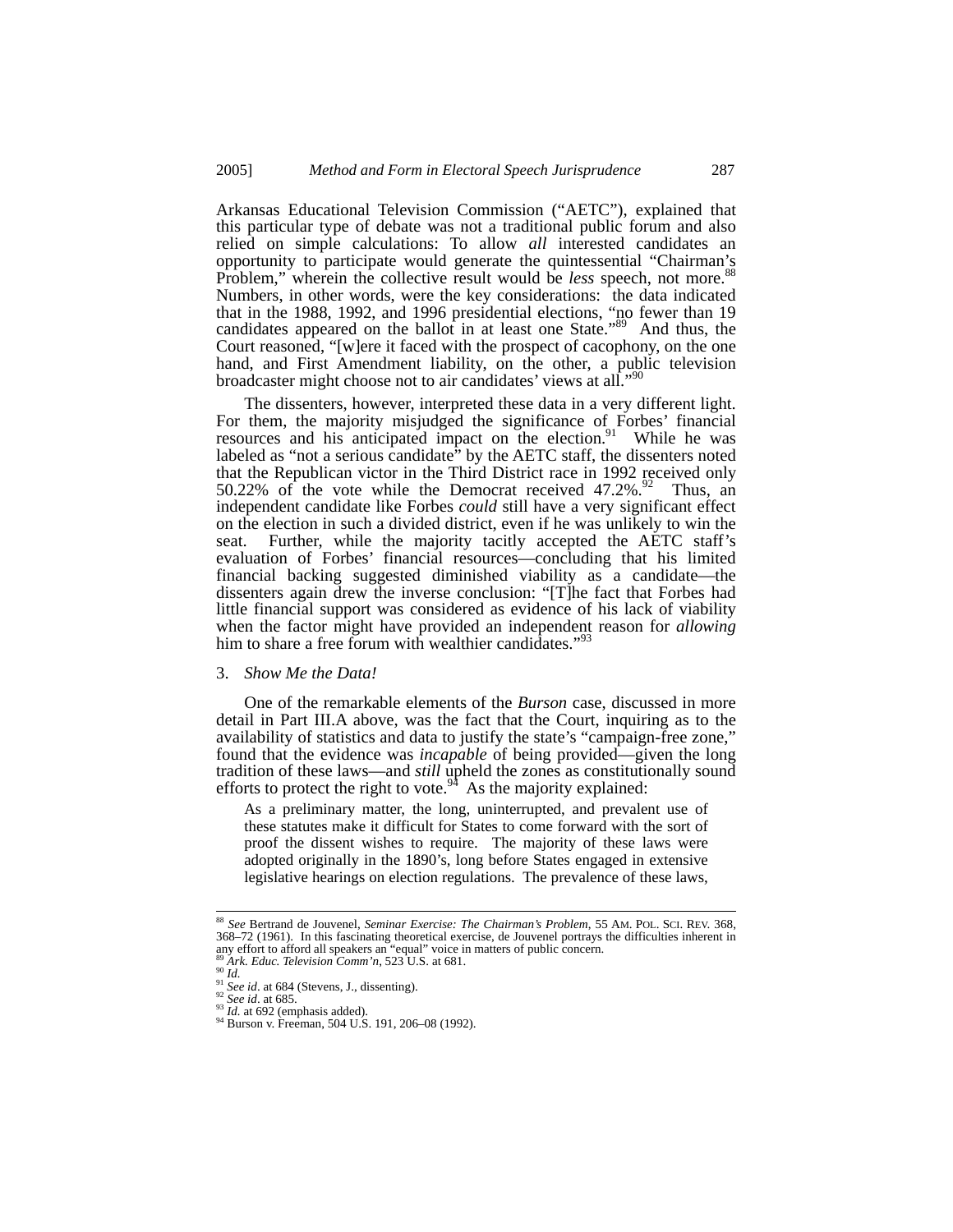Arkansas Educational Television Commission ("AETC"), explained that this particular type of debate was not a traditional public forum and also relied on simple calculations: To allow *all* interested candidates an opportunity to participate would generate the quintessential "Chairman's Problem," wherein the collective result would be *less* speech, not more.[88] Numbers, in other words, were the key considerations: the data indicated that in the 1988, 1992, and 1996 presidential elections, "no fewer than 19 candidates appeared on the ballot in at least one State."[89] And thus, the Court reasoned, "[w]ere it faced with the prospect of cacophony, on the one hand, and First Amendment liability, on the other, a public television broadcaster might choose not to air candidates' views at all."[90]

The dissenters, however, interpreted these data in a very different light. For them, the majority misjudged the significance of Forbes' financial resources and his anticipated impact on the election.[91] While he was labeled as "not a serious candidate" by the AETC staff, the dissenters noted that the Republican victor in the Third District race in 1992 received only 50.22% of the vote while the Democrat received 47.2%.[92] Thus, an independent candidate like Forbes *could* still have a very significant effect on the election in such a divided district, even if he was unlikely to win the seat. Further, while the majority tacitly accepted the AETC staff's evaluation of Forbes' financial resources—concluding that his limited financial backing suggested diminished viability as a candidate—the dissenters again drew the inverse conclusion: "[T]he fact that Forbes had little financial support was considered as evidence of his lack of viability when the factor might have provided an independent reason for *allowing* him to share a free forum with wealthier candidates."[93]

3. *Show Me the Data!*

One of the remarkable elements of the *Burson* case, discussed in more detail in Part III.A above, was the fact that the Court, inquiring as to the availability of statistics and data to justify the state's "campaign-free zone," found that the evidence was *incapable* of being provided—given the long tradition of these laws—and *still* upheld the zones as constitutionally sound efforts to protect the right to vote.[94] As the majority explained:

> As a preliminary matter, the long, uninterrupted, and prevalent use of these statutes make it difficult for States to come forward with the sort of proof the dissent wishes to require. The majority of these laws were adopted originally in the 1890's, long before States engaged in extensive legislative hearings on election regulations. The prevalence of these laws,

---

[88] *See* Bertrand de Jouvenel, *Seminar Exercise: The Chairman's Problem*, 55 AM. POL. SCI. REV. 368, 368–72 (1961). In this fascinating theoretical exercise, de Jouvenel portrays the difficulties inherent in any effort to afford all speakers an "equal" voice in matters of public concern.

[89] *Ark. Educ. Television Comm'n*, 523 U.S. at 681.

[90] *Id.*

[91] *See id.* at 684 (Stevens, J., dissenting).

[92] *See id.* at 685.

[93] *Id.* at 692 (emphasis added).

[94] Burson v. Freeman, 504 U.S. 191, 206–08 (1992).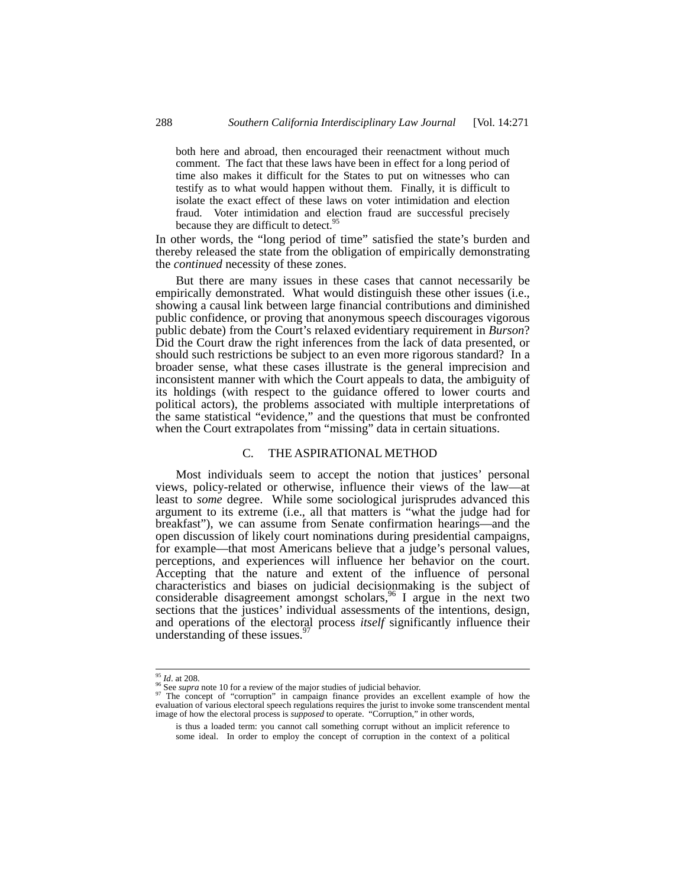> both here and abroad, then encouraged their reenactment without much comment. The fact that these laws have been in effect for a long period of time also makes it difficult for the States to put on witnesses who can testify as to what would happen without them. Finally, it is difficult to isolate the exact effect of these laws on voter intimidation and election fraud. Voter intimidation and election fraud are successful precisely because they are difficult to detect.[95]

In other words, the "long period of time" satisfied the state's burden and thereby released the state from the obligation of empirically demonstrating the *continued* necessity of these zones.

But there are many issues in these cases that cannot necessarily be empirically demonstrated. What would distinguish these other issues (i.e., showing a causal link between large financial contributions and diminished public confidence, or proving that anonymous speech discourages vigorous public debate) from the Court's relaxed evidentiary requirement in *Burson*? Did the Court draw the right inferences from the lack of data presented, or should such restrictions be subject to an even more rigorous standard? In a broader sense, what these cases illustrate is the general imprecision and inconsistent manner with which the Court appeals to data, the ambiguity of its holdings (with respect to the guidance offered to lower courts and political actors), the problems associated with multiple interpretations of the same statistical "evidence," and the questions that must be confronted when the Court extrapolates from "missing" data in certain situations.

## C. THE ASPIRATIONAL METHOD

Most individuals seem to accept the notion that justices' personal views, policy-related or otherwise, influence their views of the law—at least to *some* degree. While some sociological jurisprudes advanced this argument to its extreme (i.e., all that matters is "what the judge had for breakfast"), we can assume from Senate confirmation hearings—and the open discussion of likely court nominations during presidential campaigns, for example—that most Americans believe that a judge's personal values, perceptions, and experiences will influence her behavior on the court. Accepting that the nature and extent of the influence of personal characteristics and biases on judicial decisionmaking is the subject of considerable disagreement amongst scholars,[96] I argue in the next two sections that the justices' individual assessments of the intentions, design, and operations of the electoral process *itself* significantly influence their understanding of these issues.[97]

---

[95] *Id*. at 208.

[96] See *supra* note 10 for a review of the major studies of judicial behavior.

[97] The concept of "corruption" in campaign finance provides an excellent example of how the evaluation of various electoral speech regulations requires the jurist to invoke some transcendent mental image of how the electoral process is *supposed* to operate. "Corruption," in other words,

> is thus a loaded term: you cannot call something corrupt without an implicit reference to some ideal. In order to employ the concept of corruption in the context of a political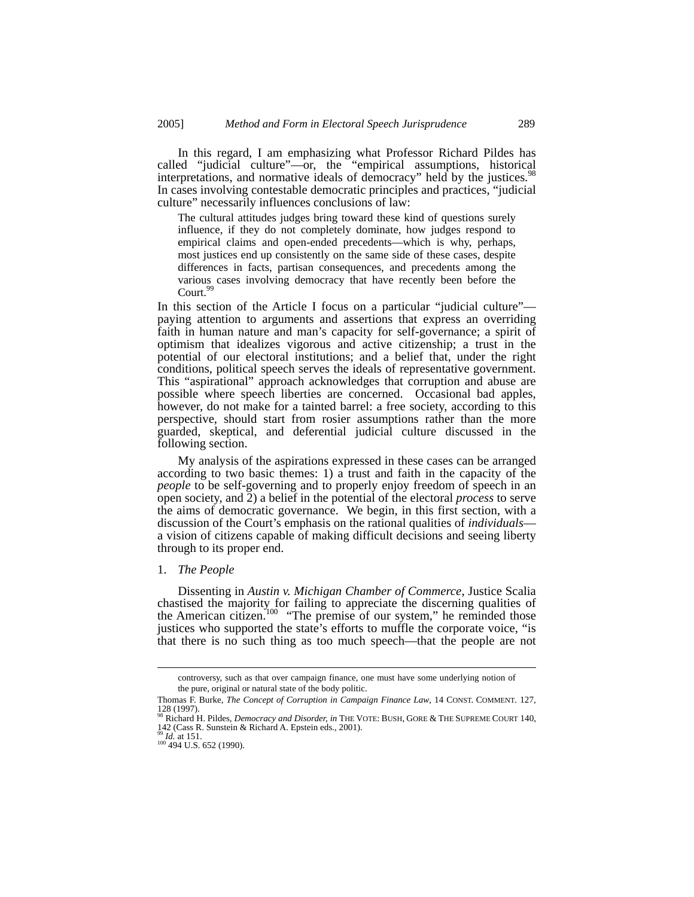In this regard, I am emphasizing what Professor Richard Pildes has called "judicial culture"—or, the "empirical assumptions, historical interpretations, and normative ideals of democracy" held by the justices.[98] In cases involving contestable democratic principles and practices, "judicial culture" necessarily influences conclusions of law:

> The cultural attitudes judges bring toward these kind of questions surely influence, if they do not completely dominate, how judges respond to empirical claims and open-ended precedents—which is why, perhaps, most justices end up consistently on the same side of these cases, despite differences in facts, partisan consequences, and precedents among the various cases involving democracy that have recently been before the Court.[99]

In this section of the Article I focus on a particular "judicial culture"—paying attention to arguments and assertions that express an overriding faith in human nature and man's capacity for self-governance; a spirit of optimism that idealizes vigorous and active citizenship; a trust in the potential of our electoral institutions; and a belief that, under the right conditions, political speech serves the ideals of representative government. This "aspirational" approach acknowledges that corruption and abuse are possible where speech liberties are concerned. Occasional bad apples, however, do not make for a tainted barrel: a free society, according to this perspective, should start from rosier assumptions rather than the more guarded, skeptical, and deferential judicial culture discussed in the following section.

My analysis of the aspirations expressed in these cases can be arranged according to two basic themes: 1) a trust and faith in the capacity of the *people* to be self-governing and to properly enjoy freedom of speech in an open society, and 2) a belief in the potential of the electoral *process* to serve the aims of democratic governance. We begin, in this first section, with a discussion of the Court's emphasis on the rational qualities of *individuals*—a vision of citizens capable of making difficult decisions and seeing liberty through to its proper end.

1. *The People*

Dissenting in *Austin v. Michigan Chamber of Commerce*, Justice Scalia chastised the majority for failing to appreciate the discerning qualities of the American citizen.[100] "The premise of our system," he reminded those justices who supported the state's efforts to muffle the corporate voice, "is that there is no such thing as too much speech—that the people are not

---

controversy, such as that over campaign finance, one must have some underlying notion of the pure, original or natural state of the body politic.

Thomas F. Burke, *The Concept of Corruption in Campaign Finance Law*, 14 CONST. COMMENT. 127, 128 (1997).

[98] Richard H. Pildes, *Democracy and Disorder*, *in* THE VOTE: BUSH, GORE & THE SUPREME COURT 140, 142 (Cass R. Sunstein & Richard A. Epstein eds., 2001).

[99] *Id.* at 151.

[100] 494 U.S. 652 (1990).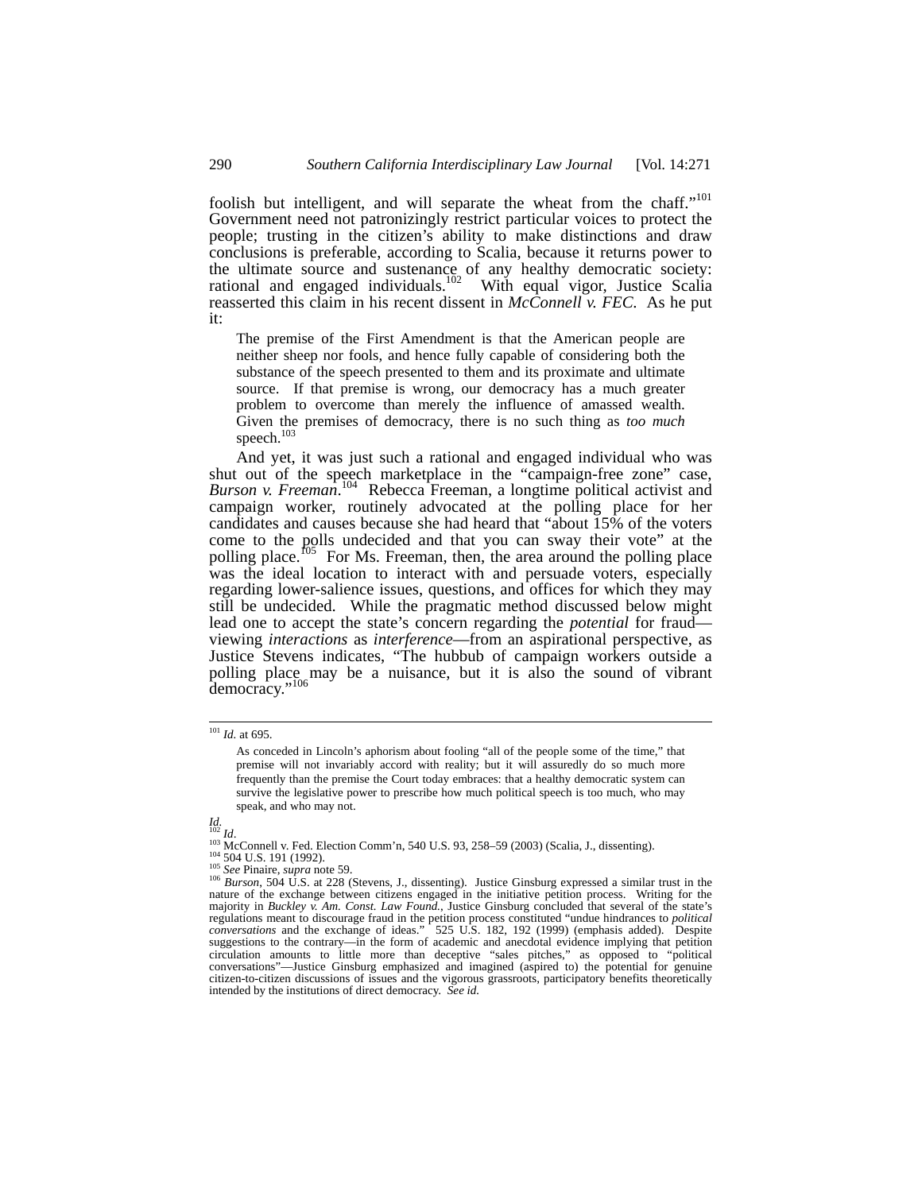foolish but intelligent, and will separate the wheat from the chaff."[101] Government need not patronizingly restrict particular voices to protect the people; trusting in the citizen's ability to make distinctions and draw conclusions is preferable, according to Scalia, because it returns power to the ultimate source and sustenance of any healthy democratic society: rational and engaged individuals.[102] With equal vigor, Justice Scalia reasserted this claim in his recent dissent in *McConnell v. FEC*. As he put it:

> The premise of the First Amendment is that the American people are neither sheep nor fools, and hence fully capable of considering both the substance of the speech presented to them and its proximate and ultimate source. If that premise is wrong, our democracy has a much greater problem to overcome than merely the influence of amassed wealth. Given the premises of democracy, there is no such thing as *too much* speech.[103]

And yet, it was just such a rational and engaged individual who was shut out of the speech marketplace in the "campaign-free zone" case, *Burson v. Freeman*.[104] Rebecca Freeman, a longtime political activist and campaign worker, routinely advocated at the polling place for her candidates and causes because she had heard that "about 15% of the voters come to the polls undecided and that you can sway their vote" at the polling place.[105] For Ms. Freeman, then, the area around the polling place was the ideal location to interact with and persuade voters, especially regarding lower-salience issues, questions, and offices for which they may still be undecided. While the pragmatic method discussed below might lead one to accept the state's concern regarding the *potential* for fraud—viewing *interactions* as *interference*—from an aspirational perspective, as Justice Stevens indicates, "The hubbub of campaign workers outside a polling place may be a nuisance, but it is also the sound of vibrant democracy."[106]

---

[101] *Id.* at 695.

> As conceded in Lincoln's aphorism about fooling "all of the people some of the time," that premise will not invariably accord with reality; but it will assuredly do so much more frequently than the premise the Court today embraces: that a healthy democratic system can survive the legislative power to prescribe how much political speech is too much, who may speak, and who may not.

*Id.*

[102] *Id.*

[103] McConnell v. Fed. Election Comm'n, 540 U.S. 93, 258–59 (2003) (Scalia, J., dissenting).

[104] 504 U.S. 191 (1992).

[105] *See* Pinaire, *supra* note 59.

[106] *Burson*, 504 U.S. at 228 (Stevens, J., dissenting). Justice Ginsburg expressed a similar trust in the nature of the exchange between citizens engaged in the initiative petition process. Writing for the majority in *Buckley v. Am. Const. Law Found.*, Justice Ginsburg concluded that several of the state's regulations meant to discourage fraud in the petition process constituted "undue hindrances to *political conversations* and the exchange of ideas." 525 U.S. 182, 192 (1999) (emphasis added). Despite suggestions to the contrary—in the form of academic and anecdotal evidence implying that petition circulation amounts to little more than deceptive "sales pitches," as opposed to "political conversations"—Justice Ginsburg emphasized and imagined (aspired to) the potential for genuine citizen-to-citizen discussions of issues and the vigorous grassroots, participatory benefits theoretically intended by the institutions of direct democracy. *See id.*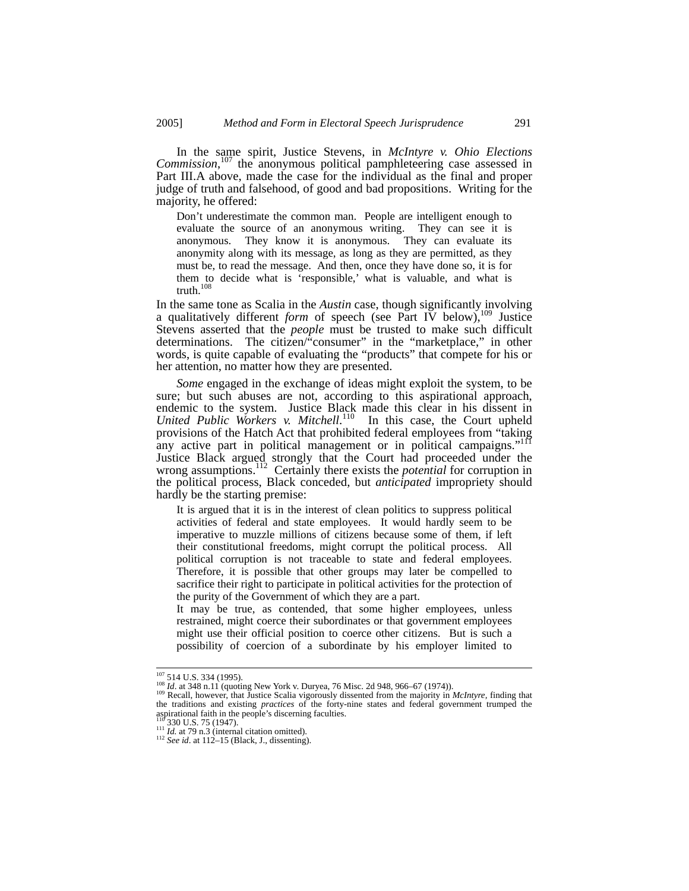In the same spirit, Justice Stevens, in *McIntyre v. Ohio Elections Commission*,[107] the anonymous political pamphleteering case assessed in Part III.A above, made the case for the individual as the final and proper judge of truth and falsehood, of good and bad propositions. Writing for the majority, he offered:

> Don't underestimate the common man. People are intelligent enough to evaluate the source of an anonymous writing. They can see it is anonymous. They know it is anonymous. They can evaluate its anonymity along with its message, as long as they are permitted, as they must be, to read the message. And then, once they have done so, it is for them to decide what is 'responsible,' what is valuable, and what is truth.[108]

In the same tone as Scalia in the *Austin* case, though significantly involving a qualitatively different *form* of speech (see Part IV below),[109] Justice Stevens asserted that the *people* must be trusted to make such difficult determinations. The citizen/"consumer" in the "marketplace," in other words, is quite capable of evaluating the "products" that compete for his or her attention, no matter how they are presented.

*Some* engaged in the exchange of ideas might exploit the system, to be sure; but such abuses are not, according to this aspirational approach, endemic to the system. Justice Black made this clear in his dissent in *United Public Workers v. Mitchell*.[110] In this case, the Court upheld provisions of the Hatch Act that prohibited federal employees from "taking any active part in political management or in political campaigns."[111] Justice Black argued strongly that the Court had proceeded under the wrong assumptions.[112] Certainly there exists the *potential* for corruption in the political process, Black conceded, but *anticipated* impropriety should hardly be the starting premise:

> It is argued that it is in the interest of clean politics to suppress political activities of federal and state employees. It would hardly seem to be imperative to muzzle millions of citizens because some of them, if left their constitutional freedoms, might corrupt the political process. All political corruption is not traceable to state and federal employees. Therefore, it is possible that other groups may later be compelled to sacrifice their right to participate in political activities for the protection of the purity of the Government of which they are a part.
>
> It may be true, as contended, that some higher employees, unless restrained, might coerce their subordinates or that government employees might use their official position to coerce other citizens. But is such a possibility of coercion of a subordinate by his employer limited to

---

[107] 514 U.S. 334 (1995).

[108] *Id*. at 348 n.11 (quoting New York v. Duryea, 76 Misc. 2d 948, 966–67 (1974)).

[109] Recall, however, that Justice Scalia vigorously dissented from the majority in *McIntyre*, finding that the traditions and existing *practices* of the forty-nine states and federal government trumped the aspirational faith in the people's discerning faculties.

[110] 330 U.S. 75 (1947).

[111] *Id.* at 79 n.3 (internal citation omitted).

[112] *See id*. at 112–15 (Black, J., dissenting).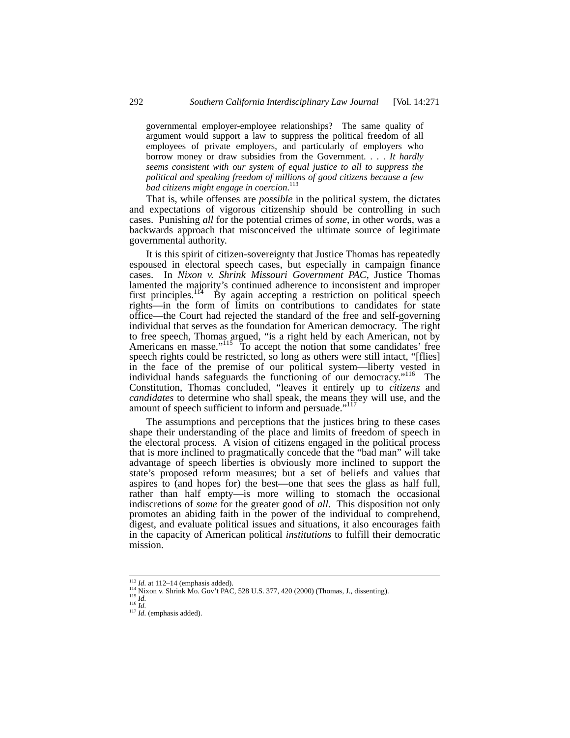> governmental employer-employee relationships? The same quality of argument would support a law to suppress the political freedom of all employees of private employers, and particularly of employers who borrow money or draw subsidies from the Government. . . . *It hardly seems consistent with our system of equal justice to all to suppress the political and speaking freedom of millions of good citizens because a few bad citizens might engage in coercion.*[113]

That is, while offenses are *possible* in the political system, the dictates and expectations of vigorous citizenship should be controlling in such cases. Punishing *all* for the potential crimes of *some*, in other words, was a backwards approach that misconceived the ultimate source of legitimate governmental authority.

It is this spirit of citizen-sovereignty that Justice Thomas has repeatedly espoused in electoral speech cases, but especially in campaign finance cases. In *Nixon v. Shrink Missouri Government PAC*, Justice Thomas lamented the majority's continued adherence to inconsistent and improper first principles.[114] By again accepting a restriction on political speech rights—in the form of limits on contributions to candidates for state office—the Court had rejected the standard of the free and self-governing individual that serves as the foundation for American democracy. The right to free speech, Thomas argued, "is a right held by each American, not by Americans en masse."[115] To accept the notion that some candidates' free speech rights could be restricted, so long as others were still intact, "[flies] in the face of the premise of our political system—liberty vested in individual hands safeguards the functioning of our democracy."[116] The Constitution, Thomas concluded, "leaves it entirely up to *citizens* and *candidates* to determine who shall speak, the means they will use, and the amount of speech sufficient to inform and persuade."[117]

The assumptions and perceptions that the justices bring to these cases shape their understanding of the place and limits of freedom of speech in the electoral process. A vision of citizens engaged in the political process that is more inclined to pragmatically concede that the "bad man" will take advantage of speech liberties is obviously more inclined to support the state's proposed reform measures; but a set of beliefs and values that aspires to (and hopes for) the best—one that sees the glass as half full, rather than half empty—is more willing to stomach the occasional indiscretions of *some* for the greater good of *all*. This disposition not only promotes an abiding faith in the power of the individual to comprehend, digest, and evaluate political issues and situations, it also encourages faith in the capacity of American political *institutions* to fulfill their democratic mission.

---

[113] *Id.* at 112–14 (emphasis added).
[114] Nixon v. Shrink Mo. Gov't PAC, 528 U.S. 377, 420 (2000) (Thomas, J., dissenting).
[115] *Id.*
[116] *Id.*
[117] *Id.* (emphasis added).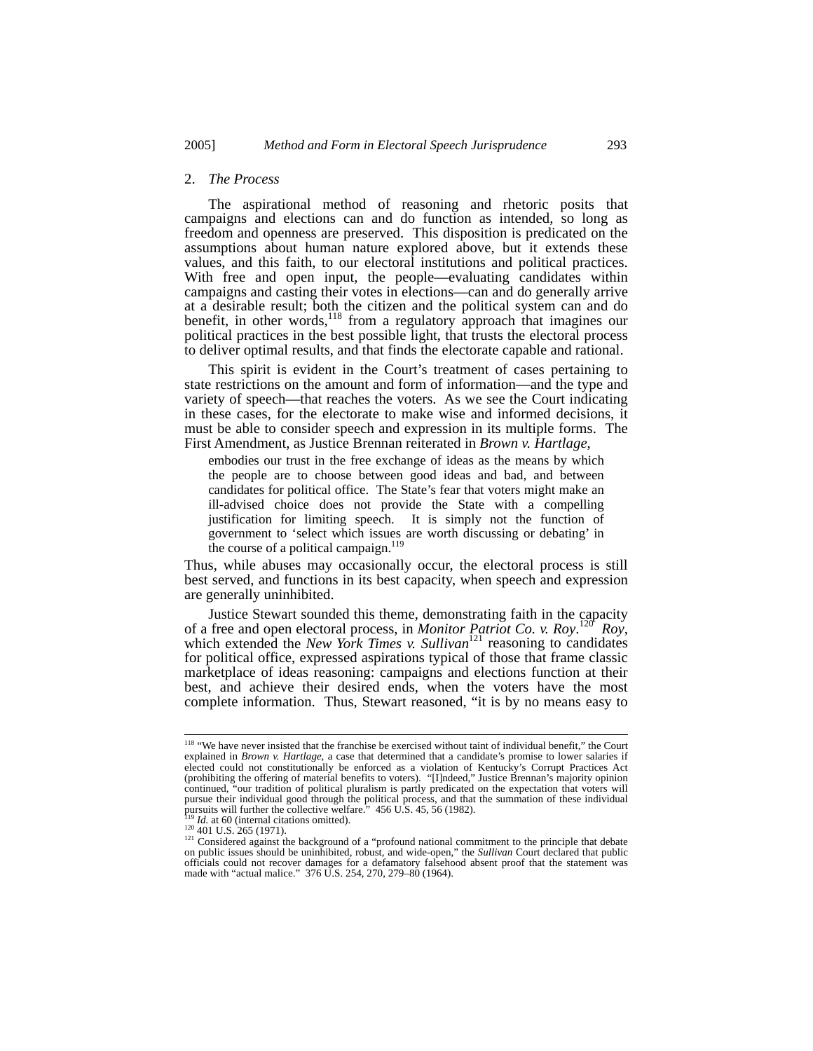### 2. *The Process*

The aspirational method of reasoning and rhetoric posits that campaigns and elections can and do function as intended, so long as freedom and openness are preserved. This disposition is predicated on the assumptions about human nature explored above, but it extends these values, and this faith, to our electoral institutions and political practices. With free and open input, the people—evaluating candidates within campaigns and casting their votes in elections—can and do generally arrive at a desirable result; both the citizen and the political system can and do benefit, in other words,[118] from a regulatory approach that imagines our political practices in the best possible light, that trusts the electoral process to deliver optimal results, and that finds the electorate capable and rational.

This spirit is evident in the Court's treatment of cases pertaining to state restrictions on the amount and form of information—and the type and variety of speech—that reaches the voters. As we see the Court indicating in these cases, for the electorate to make wise and informed decisions, it must be able to consider speech and expression in its multiple forms. The First Amendment, as Justice Brennan reiterated in *Brown v. Hartlage*,

> embodies our trust in the free exchange of ideas as the means by which the people are to choose between good ideas and bad, and between candidates for political office. The State's fear that voters might make an ill-advised choice does not provide the State with a compelling justification for limiting speech. It is simply not the function of government to 'select which issues are worth discussing or debating' in the course of a political campaign.[119]

Thus, while abuses may occasionally occur, the electoral process is still best served, and functions in its best capacity, when speech and expression are generally uninhibited.

Justice Stewart sounded this theme, demonstrating faith in the capacity of a free and open electoral process, in *Monitor Patriot Co. v. Roy*.[120] *Roy*, which extended the *New York Times v. Sullivan*[121] reasoning to candidates for political office, expressed aspirations typical of those that frame classic marketplace of ideas reasoning: campaigns and elections function at their best, and achieve their desired ends, when the voters have the most complete information. Thus, Stewart reasoned, "it is by no means easy to

---

[118] "We have never insisted that the franchise be exercised without taint of individual benefit," the Court explained in *Brown v. Hartlage*, a case that determined that a candidate's promise to lower salaries if elected could not constitutionally be enforced as a violation of Kentucky's Corrupt Practices Act (prohibiting the offering of material benefits to voters). "[I]ndeed," Justice Brennan's majority opinion continued, "our tradition of political pluralism is partly predicated on the expectation that voters will pursue their individual good through the political process, and that the summation of these individual pursuits will further the collective welfare." 456 U.S. 45, 56 (1982).

[119] *Id.* at 60 (internal citations omitted).

[120] 401 U.S. 265 (1971).

[121] Considered against the background of a "profound national commitment to the principle that debate on public issues should be uninhibited, robust, and wide-open," the *Sullivan* Court declared that public officials could not recover damages for a defamatory falsehood absent proof that the statement was made with "actual malice." 376 U.S. 254, 270, 279–80 (1964).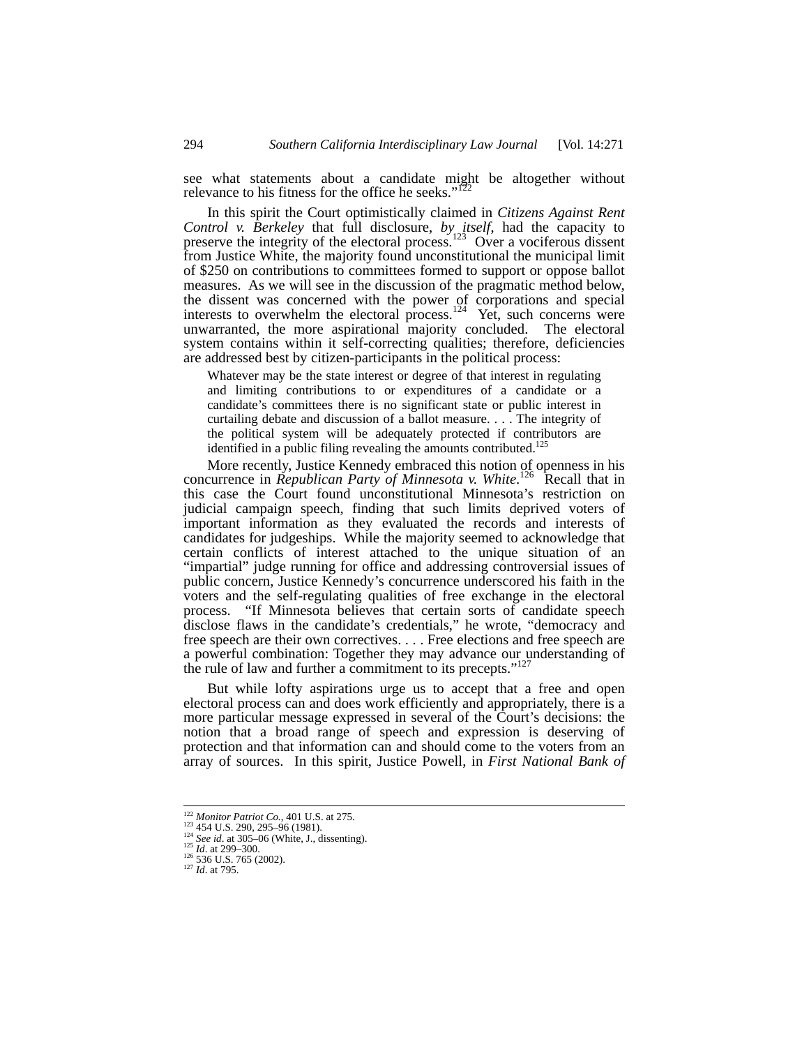see what statements about a candidate might be altogether without relevance to his fitness for the office he seeks."[122]

In this spirit the Court optimistically claimed in *Citizens Against Rent Control v. Berkeley* that full disclosure, *by itself*, had the capacity to preserve the integrity of the electoral process.[123] Over a vociferous dissent from Justice White, the majority found unconstitutional the municipal limit of $250 on contributions to committees formed to support or oppose ballot measures. As we will see in the discussion of the pragmatic method below, the dissent was concerned with the power of corporations and special interests to overwhelm the electoral process.[124] Yet, such concerns were unwarranted, the more aspirational majority concluded. The electoral system contains within it self-correcting qualities; therefore, deficiencies are addressed best by citizen-participants in the political process:

> Whatever may be the state interest or degree of that interest in regulating and limiting contributions to or expenditures of a candidate or a candidate's committees there is no significant state or public interest in curtailing debate and discussion of a ballot measure. . . . The integrity of the political system will be adequately protected if contributors are identified in a public filing revealing the amounts contributed.[125]

More recently, Justice Kennedy embraced this notion of openness in his concurrence in *Republican Party of Minnesota v. White*.[126] Recall that in this case the Court found unconstitutional Minnesota's restriction on judicial campaign speech, finding that such limits deprived voters of important information as they evaluated the records and interests of candidates for judgeships. While the majority seemed to acknowledge that certain conflicts of interest attached to the unique situation of an "impartial" judge running for office and addressing controversial issues of public concern, Justice Kennedy's concurrence underscored his faith in the voters and the self-regulating qualities of free exchange in the electoral process. "If Minnesota believes that certain sorts of candidate speech disclose flaws in the candidate's credentials," he wrote, "democracy and free speech are their own correctives. . . . Free elections and free speech are a powerful combination: Together they may advance our understanding of the rule of law and further a commitment to its precepts."[127]

But while lofty aspirations urge us to accept that a free and open electoral process can and does work efficiently and appropriately, there is a more particular message expressed in several of the Court's decisions: the notion that a broad range of speech and expression is deserving of protection and that information can and should come to the voters from an array of sources. In this spirit, Justice Powell, in *First National Bank of*

---

[122] *Monitor Patriot Co.*, 401 U.S. at 275.
[123] 454 U.S. 290, 295–96 (1981).
[124] *See id*. at 305–06 (White, J., dissenting).
[125] *Id*. at 299–300.
[126] 536 U.S. 765 (2002).
[127] *Id*. at 795.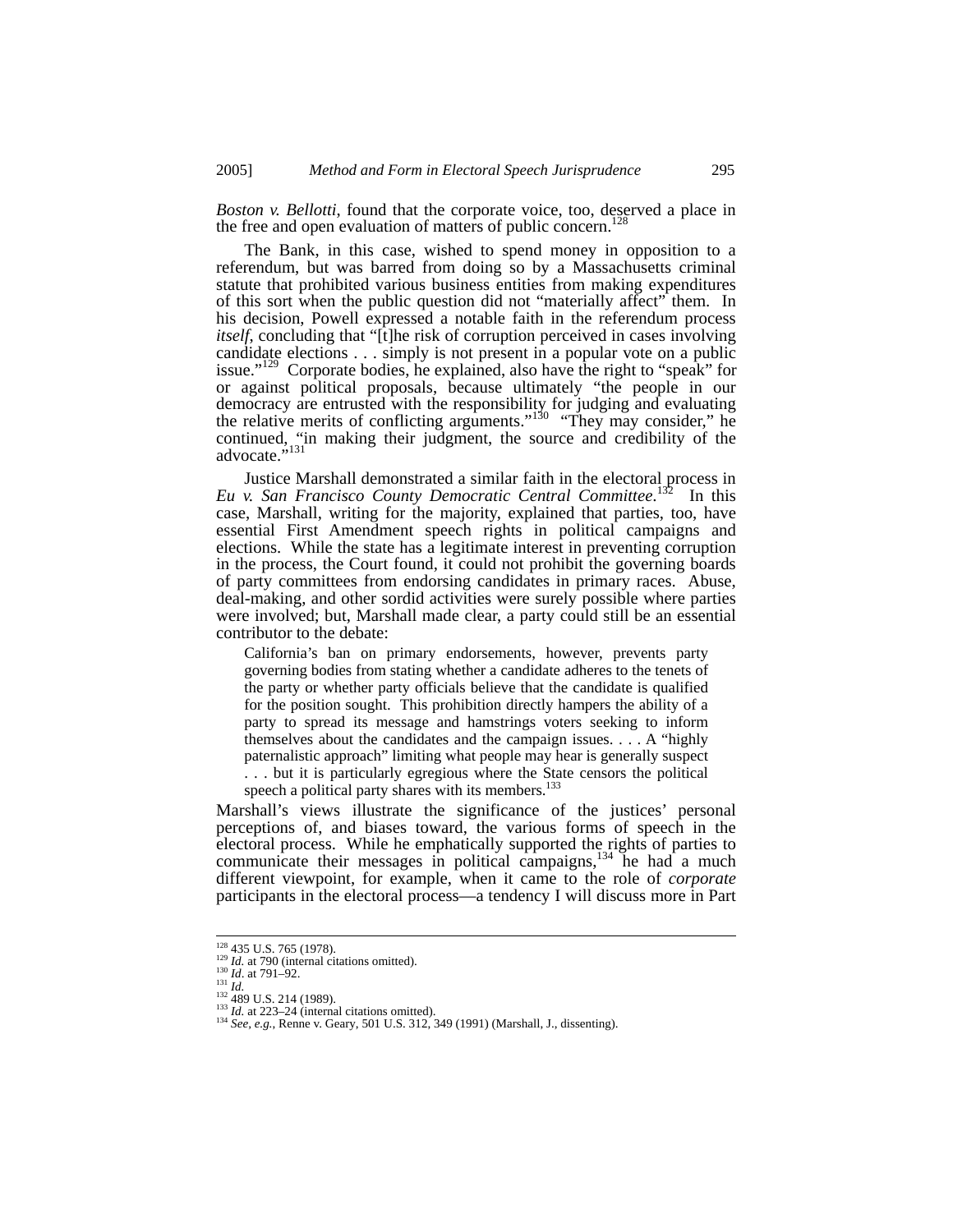*Boston v. Bellotti*, found that the corporate voice, too, deserved a place in the free and open evaluation of matters of public concern.[128]

The Bank, in this case, wished to spend money in opposition to a referendum, but was barred from doing so by a Massachusetts criminal statute that prohibited various business entities from making expenditures of this sort when the public question did not "materially affect" them. In his decision, Powell expressed a notable faith in the referendum process *itself*, concluding that "[t]he risk of corruption perceived in cases involving candidate elections . . . simply is not present in a popular vote on a public issue."[129] Corporate bodies, he explained, also have the right to "speak" for or against political proposals, because ultimately "the people in our democracy are entrusted with the responsibility for judging and evaluating the relative merits of conflicting arguments."[130] "They may consider," he continued, "in making their judgment, the source and credibility of the advocate."[131]

Justice Marshall demonstrated a similar faith in the electoral process in *Eu v. San Francisco County Democratic Central Committee*.[132] In this case, Marshall, writing for the majority, explained that parties, too, have essential First Amendment speech rights in political campaigns and elections. While the state has a legitimate interest in preventing corruption in the process, the Court found, it could not prohibit the governing boards of party committees from endorsing candidates in primary races. Abuse, deal-making, and other sordid activities were surely possible where parties were involved; but, Marshall made clear, a party could still be an essential contributor to the debate:

> California's ban on primary endorsements, however, prevents party governing bodies from stating whether a candidate adheres to the tenets of the party or whether party officials believe that the candidate is qualified for the position sought. This prohibition directly hampers the ability of a party to spread its message and hamstrings voters seeking to inform themselves about the candidates and the campaign issues. . . . A "highly paternalistic approach" limiting what people may hear is generally suspect . . . but it is particularly egregious where the State censors the political speech a political party shares with its members.[133]

Marshall's views illustrate the significance of the justices' personal perceptions of, and biases toward, the various forms of speech in the electoral process. While he emphatically supported the rights of parties to communicate their messages in political campaigns,[134] he had a much different viewpoint, for example, when it came to the role of *corporate* participants in the electoral process—a tendency I will discuss more in Part

---

[128] 435 U.S. 765 (1978).
[129] *Id.* at 790 (internal citations omitted).
[130] *Id.* at 791–92.
[131] *Id.*
[132] 489 U.S. 214 (1989).
[133] *Id.* at 223–24 (internal citations omitted).
[134] *See, e.g.*, Renne v. Geary, 501 U.S. 312, 349 (1991) (Marshall, J., dissenting).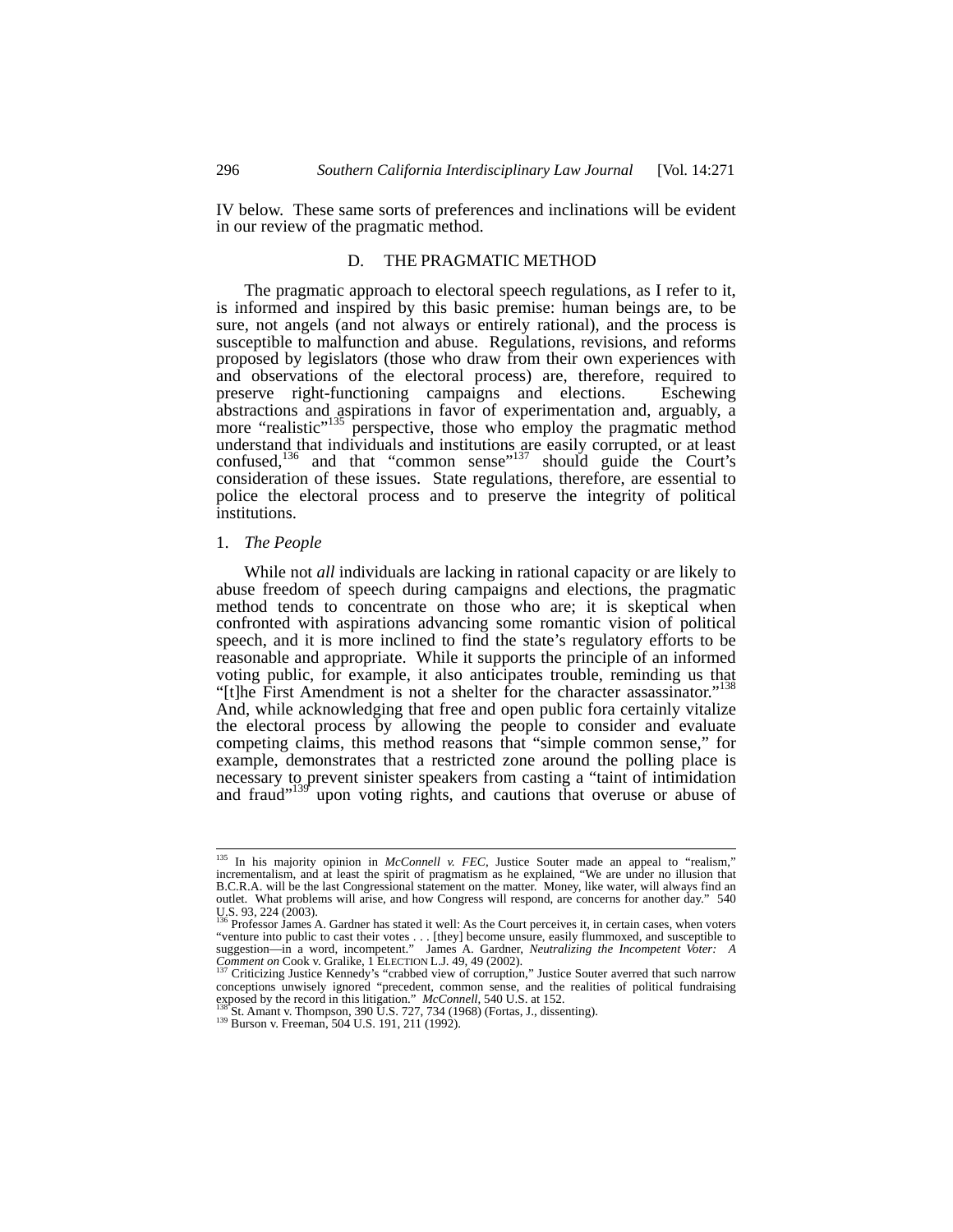IV below. These same sorts of preferences and inclinations will be evident in our review of the pragmatic method.

## D. THE PRAGMATIC METHOD

The pragmatic approach to electoral speech regulations, as I refer to it, is informed and inspired by this basic premise: human beings are, to be sure, not angels (and not always or entirely rational), and the process is susceptible to malfunction and abuse. Regulations, revisions, and reforms proposed by legislators (those who draw from their own experiences with and observations of the electoral process) are, therefore, required to preserve right-functioning campaigns and elections. Eschewing abstractions and aspirations in favor of experimentation and, arguably, a more "realistic"[135] perspective, those who employ the pragmatic method understand that individuals and institutions are easily corrupted, or at least confused,[136] and that "common sense"[137] should guide the Court's consideration of these issues. State regulations, therefore, are essential to police the electoral process and to preserve the integrity of political institutions.

### 1. *The People*

While not *all* individuals are lacking in rational capacity or are likely to abuse freedom of speech during campaigns and elections, the pragmatic method tends to concentrate on those who are; it is skeptical when confronted with aspirations advancing some romantic vision of political speech, and it is more inclined to find the state's regulatory efforts to be reasonable and appropriate. While it supports the principle of an informed voting public, for example, it also anticipates trouble, reminding us that "[t]he First Amendment is not a shelter for the character assassinator."[138] And, while acknowledging that free and open public fora certainly vitalize the electoral process by allowing the people to consider and evaluate competing claims, this method reasons that "simple common sense," for example, demonstrates that a restricted zone around the polling place is necessary to prevent sinister speakers from casting a "taint of intimidation and fraud"[139] upon voting rights, and cautions that overuse or abuse of

---

[135] In his majority opinion in *McConnell v. FEC*, Justice Souter made an appeal to "realism," incrementalism, and at least the spirit of pragmatism as he explained, "We are under no illusion that B.C.R.A. will be the last Congressional statement on the matter. Money, like water, will always find an outlet. What problems will arise, and how Congress will respond, are concerns for another day." 540 U.S. 93, 224 (2003).

[136] Professor James A. Gardner has stated it well: As the Court perceives it, in certain cases, when voters "venture into public to cast their votes . . . [they] become unsure, easily flummoxed, and susceptible to suggestion—in a word, incompetent." James A. Gardner, *Neutralizing the Incompetent Voter: A Comment on* Cook v. Gralike, 1 ELECTION L.J. 49, 49 (2002).

[137] Criticizing Justice Kennedy's "crabbed view of corruption," Justice Souter averred that such narrow conceptions unwisely ignored "precedent, common sense, and the realities of political fundraising exposed by the record in this litigation." *McConnell*, 540 U.S. at 152.

[138] St. Amant v. Thompson, 390 U.S. 727, 734 (1968) (Fortas, J., dissenting).

[139] Burson v. Freeman, 504 U.S. 191, 211 (1992).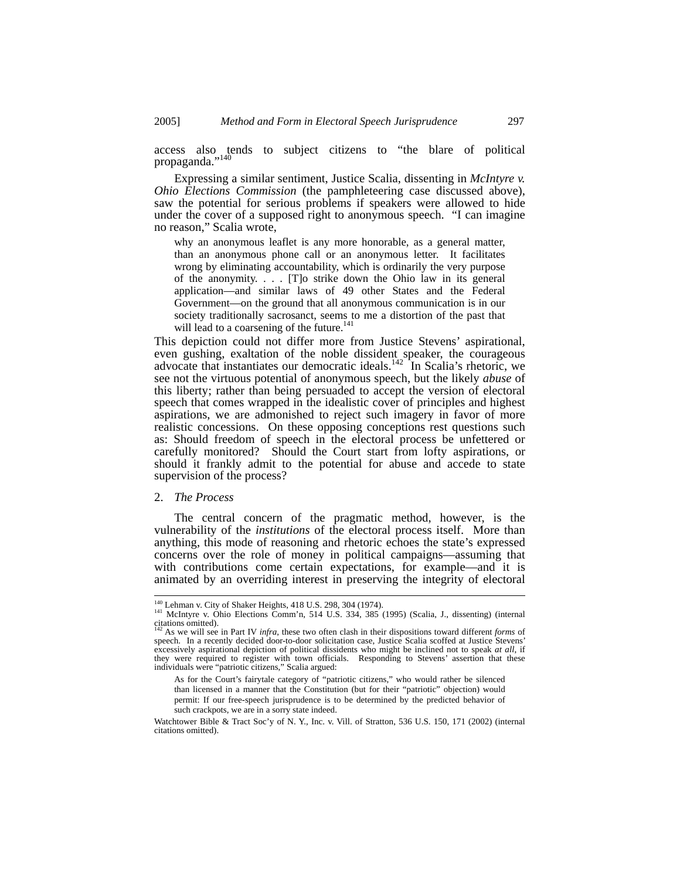access also tends to subject citizens to "the blare of political propaganda."[140]

Expressing a similar sentiment, Justice Scalia, dissenting in *McIntyre v. Ohio Elections Commission* (the pamphleteering case discussed above), saw the potential for serious problems if speakers were allowed to hide under the cover of a supposed right to anonymous speech. "I can imagine no reason," Scalia wrote,

> why an anonymous leaflet is any more honorable, as a general matter, than an anonymous phone call or an anonymous letter. It facilitates wrong by eliminating accountability, which is ordinarily the very purpose of the anonymity. . . . [T]o strike down the Ohio law in its general application—and similar laws of 49 other States and the Federal Government—on the ground that all anonymous communication is in our society traditionally sacrosanct, seems to me a distortion of the past that will lead to a coarsening of the future.[141]

This depiction could not differ more from Justice Stevens' aspirational, even gushing, exaltation of the noble dissident speaker, the courageous advocate that instantiates our democratic ideals.[142] In Scalia's rhetoric, we see not the virtuous potential of anonymous speech, but the likely *abuse* of this liberty; rather than being persuaded to accept the version of electoral speech that comes wrapped in the idealistic cover of principles and highest aspirations, we are admonished to reject such imagery in favor of more realistic concessions. On these opposing conceptions rest questions such as: Should freedom of speech in the electoral process be unfettered or carefully monitored? Should the Court start from lofty aspirations, or should it frankly admit to the potential for abuse and accede to state supervision of the process?

2. *The Process*

The central concern of the pragmatic method, however, is the vulnerability of the *institutions* of the electoral process itself. More than anything, this mode of reasoning and rhetoric echoes the state's expressed concerns over the role of money in political campaigns—assuming that with contributions come certain expectations, for example—and it is animated by an overriding interest in preserving the integrity of electoral

---

[140] Lehman v. City of Shaker Heights, 418 U.S. 298, 304 (1974).

[141] McIntyre v. Ohio Elections Comm'n, 514 U.S. 334, 385 (1995) (Scalia, J., dissenting) (internal citations omitted).

[142] As we will see in Part IV *infra*, these two often clash in their dispositions toward different *forms* of speech. In a recently decided door-to-door solicitation case, Justice Scalia scoffed at Justice Stevens' excessively aspirational depiction of political dissidents who might be inclined not to speak *at all*, if they were required to register with town officials. Responding to Stevens' assertion that these individuals were "patriotic citizens," Scalia argued:

> As for the Court's fairytale category of "patriotic citizens," who would rather be silenced than licensed in a manner that the Constitution (but for their "patriotic" objection) would permit: If our free-speech jurisprudence is to be determined by the predicted behavior of such crackpots, we are in a sorry state indeed.

Watchtower Bible & Tract Soc'y of N. Y., Inc. v. Vill. of Stratton, 536 U.S. 150, 171 (2002) (internal citations omitted).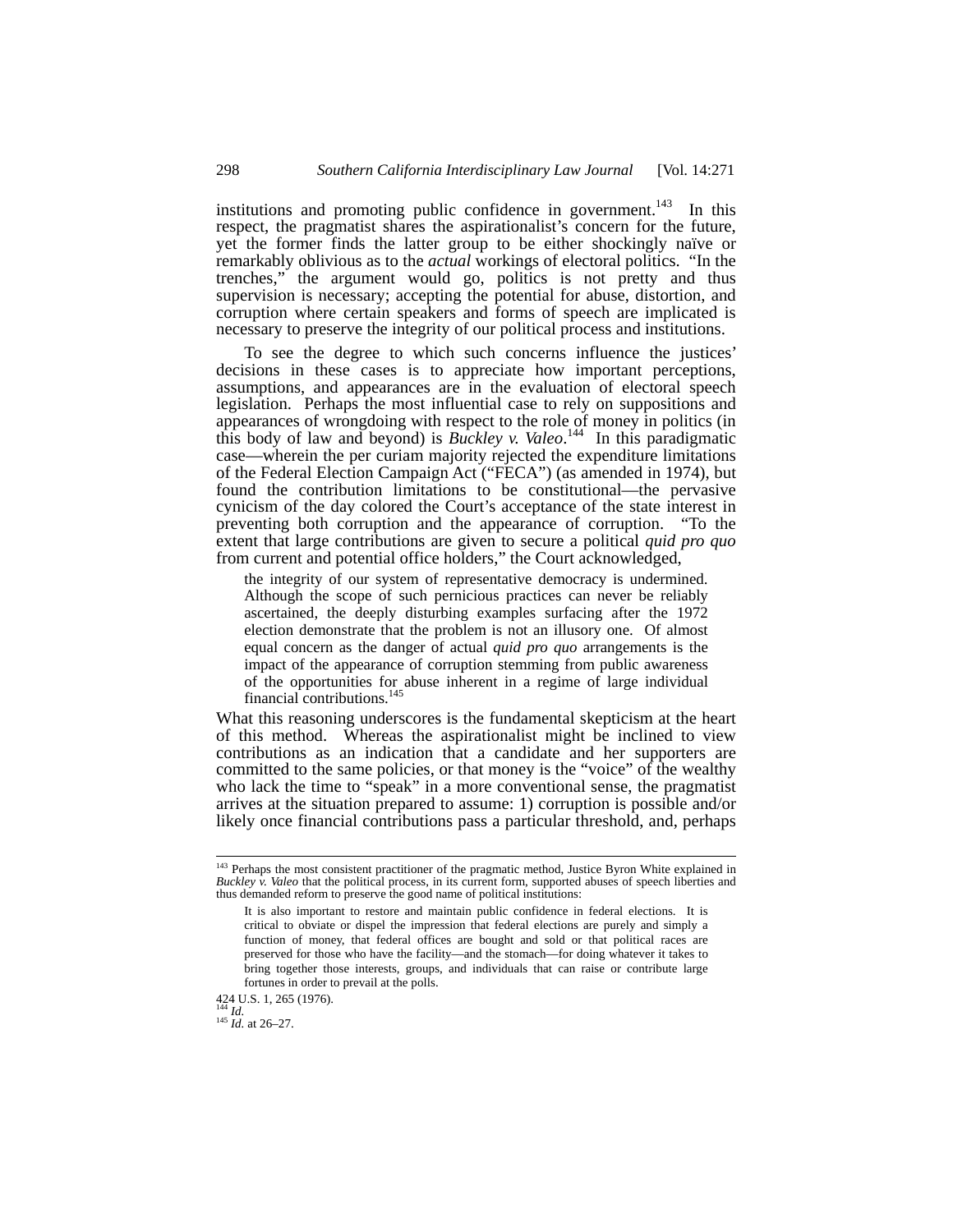institutions and promoting public confidence in government.[143] In this respect, the pragmatist shares the aspirationalist's concern for the future, yet the former finds the latter group to be either shockingly naïve or remarkably oblivious as to the *actual* workings of electoral politics. "In the trenches," the argument would go, politics is not pretty and thus supervision is necessary; accepting the potential for abuse, distortion, and corruption where certain speakers and forms of speech are implicated is necessary to preserve the integrity of our political process and institutions.

To see the degree to which such concerns influence the justices' decisions in these cases is to appreciate how important perceptions, assumptions, and appearances are in the evaluation of electoral speech legislation. Perhaps the most influential case to rely on suppositions and appearances of wrongdoing with respect to the role of money in politics (in this body of law and beyond) is *Buckley v. Valeo*.[144] In this paradigmatic case—wherein the per curiam majority rejected the expenditure limitations of the Federal Election Campaign Act ("FECA") (as amended in 1974), but found the contribution limitations to be constitutional—the pervasive cynicism of the day colored the Court's acceptance of the state interest in preventing both corruption and the appearance of corruption. "To the extent that large contributions are given to secure a political *quid pro quo* from current and potential office holders," the Court acknowledged,

> the integrity of our system of representative democracy is undermined. Although the scope of such pernicious practices can never be reliably ascertained, the deeply disturbing examples surfacing after the 1972 election demonstrate that the problem is not an illusory one. Of almost equal concern as the danger of actual *quid pro quo* arrangements is the impact of the appearance of corruption stemming from public awareness of the opportunities for abuse inherent in a regime of large individual financial contributions.[145]

What this reasoning underscores is the fundamental skepticism at the heart of this method. Whereas the aspirationalist might be inclined to view contributions as an indication that a candidate and her supporters are committed to the same policies, or that money is the "voice" of the wealthy who lack the time to "speak" in a more conventional sense, the pragmatist arrives at the situation prepared to assume: 1) corruption is possible and/or likely once financial contributions pass a particular threshold, and, perhaps

---

[143] Perhaps the most consistent practitioner of the pragmatic method, Justice Byron White explained in *Buckley v. Valeo* that the political process, in its current form, supported abuses of speech liberties and thus demanded reform to preserve the good name of political institutions:

> It is also important to restore and maintain public confidence in federal elections. It is critical to obviate or dispel the impression that federal elections are purely and simply a function of money, that federal offices are bought and sold or that political races are preserved for those who have the facility—and the stomach—for doing whatever it takes to bring together those interests, groups, and individuals that can raise or contribute large fortunes in order to prevail at the polls.

424 U.S. 1, 265 (1976).

[144] *Id.*

[145] *Id.* at 26–27.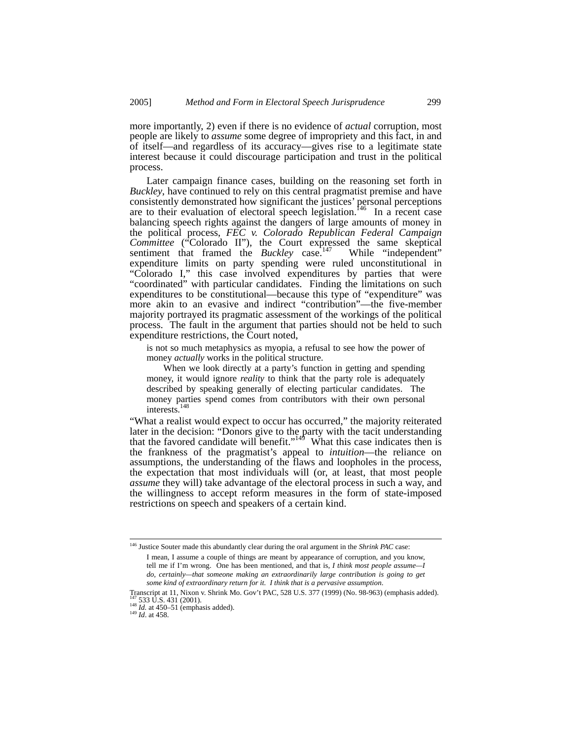more importantly, 2) even if there is no evidence of *actual* corruption, most people are likely to *assume* some degree of impropriety and this fact, in and of itself—and regardless of its accuracy—gives rise to a legitimate state interest because it could discourage participation and trust in the political process.

Later campaign finance cases, building on the reasoning set forth in *Buckley*, have continued to rely on this central pragmatist premise and have consistently demonstrated how significant the justices' personal perceptions are to their evaluation of electoral speech legislation.[146] In a recent case balancing speech rights against the dangers of large amounts of money in the political process, *FEC v. Colorado Republican Federal Campaign Committee* ("Colorado II"), the Court expressed the same skeptical sentiment that framed the *Buckley* case.[147] While "independent" expenditure limits on party spending were ruled unconstitutional in "Colorado I," this case involved expenditures by parties that were "coordinated" with particular candidates. Finding the limitations on such expenditures to be constitutional—because this type of "expenditure" was more akin to an evasive and indirect "contribution"—the five-member majority portrayed its pragmatic assessment of the workings of the political process. The fault in the argument that parties should not be held to such expenditure restrictions, the Court noted,

> is not so much metaphysics as myopia, a refusal to see how the power of money *actually* works in the political structure.
>
> When we look directly at a party's function in getting and spending money, it would ignore *reality* to think that the party role is adequately described by speaking generally of electing particular candidates. The money parties spend comes from contributors with their own personal interests.[148]

"What a realist would expect to occur has occurred," the majority reiterated later in the decision: "Donors give to the party with the tacit understanding that the favored candidate will benefit."[149] What this case indicates then is the frankness of the pragmatist's appeal to *intuition*—the reliance on assumptions, the understanding of the flaws and loopholes in the process, the expectation that most individuals will (or, at least, that most people *assume* they will) take advantage of the electoral process in such a way, and the willingness to accept reform measures in the form of state-imposed restrictions on speech and speakers of a certain kind.

---

[146] Justice Souter made this abundantly clear during the oral argument in the *Shrink PAC* case:

> I mean, I assume a couple of things are meant by appearance of corruption, and you know, tell me if I'm wrong. One has been mentioned, and that is, *I think most people assume—I do, certainly—that someone making an extraordinarily large contribution is going to get some kind of extraordinary return for it. I think that is a pervasive assumption.*

Transcript at 11, Nixon v. Shrink Mo. Gov't PAC, 528 U.S. 377 (1999) (No. 98-963) (emphasis added).

[147] 533 U.S. 431 (2001).

[148] *Id.* at 450–51 (emphasis added).

[149] *Id*. at 458.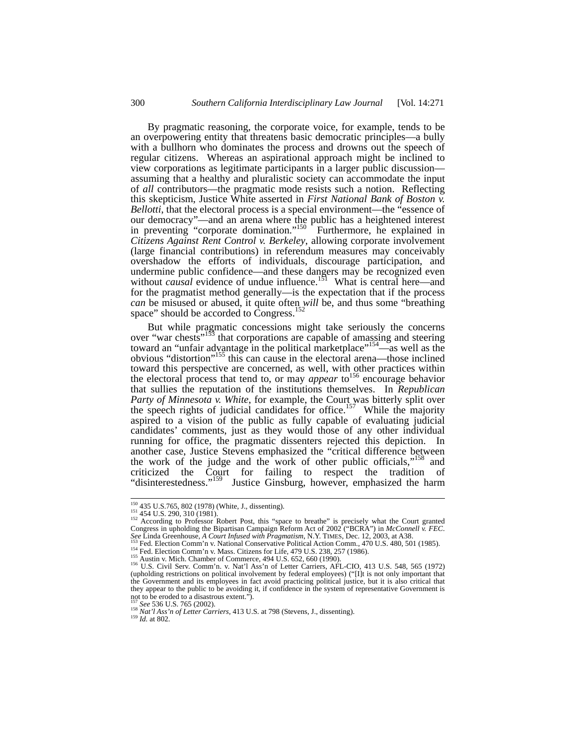By pragmatic reasoning, the corporate voice, for example, tends to be an overpowering entity that threatens basic democratic principles—a bully with a bullhorn who dominates the process and drowns out the speech of regular citizens. Whereas an aspirational approach might be inclined to view corporations as legitimate participants in a larger public discussion—assuming that a healthy and pluralistic society can accommodate the input of *all* contributors—the pragmatic mode resists such a notion. Reflecting this skepticism, Justice White asserted in *First National Bank of Boston v. Bellotti*, that the electoral process is a special environment—the "essence of our democracy"—and an arena where the public has a heightened interest in preventing "corporate domination."[150] Furthermore, he explained in *Citizens Against Rent Control v. Berkeley*, allowing corporate involvement (large financial contributions) in referendum measures may conceivably overshadow the efforts of individuals, discourage participation, and undermine public confidence—and these dangers may be recognized even without *causal* evidence of undue influence.[151] What is central here—and for the pragmatist method generally—is the expectation that if the process *can* be misused or abused, it quite often *will* be, and thus some "breathing space" should be accorded to Congress.[152]

But while pragmatic concessions might take seriously the concerns over "war chests"[153] that corporations are capable of amassing and steering toward an "unfair advantage in the political marketplace"[154]—as well as the obvious "distortion"[155] this can cause in the electoral arena—those inclined toward this perspective are concerned, as well, with other practices within the electoral process that tend to, or may *appear* to[156] encourage behavior that sullies the reputation of the institutions themselves. In *Republican Party of Minnesota v. White*, for example, the Court was bitterly split over the speech rights of judicial candidates for office.[157] While the majority aspired to a vision of the public as fully capable of evaluating judicial candidates' comments, just as they would those of any other individual running for office, the pragmatic dissenters rejected this depiction. In another case, Justice Stevens emphasized the "critical difference between the work of the judge and the work of other public officials,"[158] and criticized the Court for failing to respect the tradition of "disinterestedness."[159] Justice Ginsburg, however, emphasized the harm

---

[150] 435 U.S.765, 802 (1978) (White, J., dissenting).

[151] 454 U.S. 290, 310 (1981).

[152] According to Professor Robert Post, this "space to breathe" is precisely what the Court granted Congress in upholding the Bipartisan Campaign Reform Act of 2002 ("BCRA") in *McConnell v. FEC*. *See* Linda Greenhouse, *A Court Infused with Pragmatism*, N.Y. TIMES, Dec. 12, 2003, at A38.

[153] Fed. Election Comm'n v. National Conservative Political Action Comm., 470 U.S. 480, 501 (1985).

[154] Fed. Election Comm'n v. Mass. Citizens for Life, 479 U.S. 238, 257 (1986).

[155] Austin v. Mich. Chamber of Commerce, 494 U.S. 652, 660 (1990).

[156] U.S. Civil Serv. Comm'n. v. Nat'l Ass'n of Letter Carriers, AFL-CIO, 413 U.S. 548, 565 (1972) (upholding restrictions on political involvement by federal employees) ("[I]t is not only important that the Government and its employees in fact avoid practicing political justice, but it is also critical that they appear to the public to be avoiding it, if confidence in the system of representative Government is not to be eroded to a disastrous extent.").

[157] *See* 536 U.S. 765 (2002).

[158] *Nat'l Ass'n of Letter Carriers*, 413 U.S. at 798 (Stevens, J., dissenting).

[159] *Id.* at 802.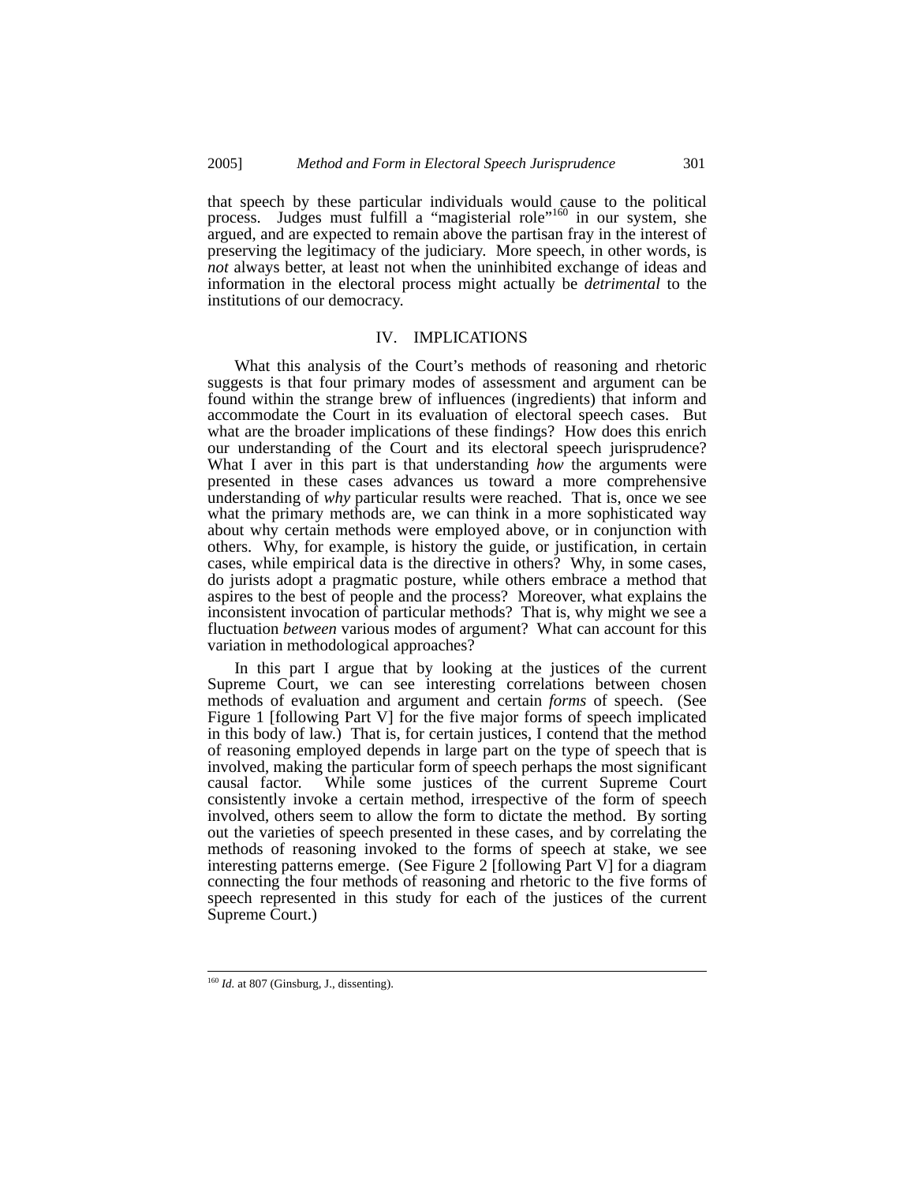that speech by these particular individuals would cause to the political process. Judges must fulfill a "magisterial role"[160] in our system, she argued, and are expected to remain above the partisan fray in the interest of preserving the legitimacy of the judiciary. More speech, in other words, is *not* always better, at least not when the uninhibited exchange of ideas and information in the electoral process might actually be *detrimental* to the institutions of our democracy.

## IV. IMPLICATIONS

What this analysis of the Court's methods of reasoning and rhetoric suggests is that four primary modes of assessment and argument can be found within the strange brew of influences (ingredients) that inform and accommodate the Court in its evaluation of electoral speech cases. But what are the broader implications of these findings? How does this enrich our understanding of the Court and its electoral speech jurisprudence? What I aver in this part is that understanding *how* the arguments were presented in these cases advances us toward a more comprehensive understanding of *why* particular results were reached. That is, once we see what the primary methods are, we can think in a more sophisticated way about why certain methods were employed above, or in conjunction with others. Why, for example, is history the guide, or justification, in certain cases, while empirical data is the directive in others? Why, in some cases, do jurists adopt a pragmatic posture, while others embrace a method that aspires to the best of people and the process? Moreover, what explains the inconsistent invocation of particular methods? That is, why might we see a fluctuation *between* various modes of argument? What can account for this variation in methodological approaches?

In this part I argue that by looking at the justices of the current Supreme Court, we can see interesting correlations between chosen methods of evaluation and argument and certain *forms* of speech. (See Figure 1 [following Part V] for the five major forms of speech implicated in this body of law.) That is, for certain justices, I contend that the method of reasoning employed depends in large part on the type of speech that is involved, making the particular form of speech perhaps the most significant causal factor. While some justices of the current Supreme Court consistently invoke a certain method, irrespective of the form of speech involved, others seem to allow the form to dictate the method. By sorting out the varieties of speech presented in these cases, and by correlating the methods of reasoning invoked to the forms of speech at stake, we see interesting patterns emerge. (See Figure 2 [following Part V] for a diagram connecting the four methods of reasoning and rhetoric to the five forms of speech represented in this study for each of the justices of the current Supreme Court.)

---

[160] *Id.* at 807 (Ginsburg, J., dissenting).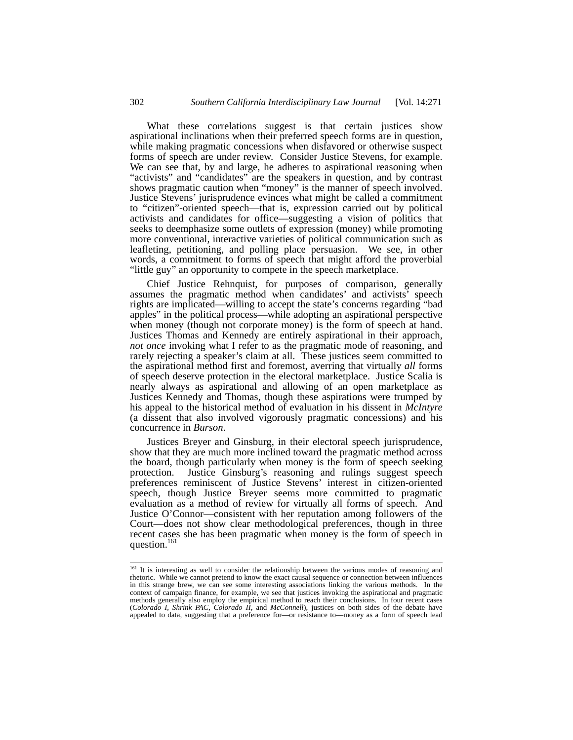What these correlations suggest is that certain justices show aspirational inclinations when their preferred speech forms are in question, while making pragmatic concessions when disfavored or otherwise suspect forms of speech are under review. Consider Justice Stevens, for example. We can see that, by and large, he adheres to aspirational reasoning when "activists" and "candidates" are the speakers in question, and by contrast shows pragmatic caution when "money" is the manner of speech involved. Justice Stevens' jurisprudence evinces what might be called a commitment to "citizen"-oriented speech—that is, expression carried out by political activists and candidates for office—suggesting a vision of politics that seeks to deemphasize some outlets of expression (money) while promoting more conventional, interactive varieties of political communication such as leafleting, petitioning, and polling place persuasion. We see, in other words, a commitment to forms of speech that might afford the proverbial "little guy" an opportunity to compete in the speech marketplace.

Chief Justice Rehnquist, for purposes of comparison, generally assumes the pragmatic method when candidates' and activists' speech rights are implicated—willing to accept the state's concerns regarding "bad apples" in the political process—while adopting an aspirational perspective when money (though not corporate money) is the form of speech at hand. Justices Thomas and Kennedy are entirely aspirational in their approach, *not once* invoking what I refer to as the pragmatic mode of reasoning, and rarely rejecting a speaker's claim at all. These justices seem committed to the aspirational method first and foremost, averring that virtually *all* forms of speech deserve protection in the electoral marketplace. Justice Scalia is nearly always as aspirational and allowing of an open marketplace as Justices Kennedy and Thomas, though these aspirations were trumped by his appeal to the historical method of evaluation in his dissent in *McIntyre* (a dissent that also involved vigorously pragmatic concessions) and his concurrence in *Burson*.

Justices Breyer and Ginsburg, in their electoral speech jurisprudence, show that they are much more inclined toward the pragmatic method across the board, though particularly when money is the form of speech seeking protection. Justice Ginsburg's reasoning and rulings suggest speech preferences reminiscent of Justice Stevens' interest in citizen-oriented speech, though Justice Breyer seems more committed to pragmatic evaluation as a method of review for virtually all forms of speech. And Justice O'Connor—consistent with her reputation among followers of the Court—does not show clear methodological preferences, though in three recent cases she has been pragmatic when money is the form of speech in question.[161]

---

[161] It is interesting as well to consider the relationship between the various modes of reasoning and rhetoric. While we cannot pretend to know the exact causal sequence or connection between influences in this strange brew, we can see some interesting associations linking the various methods. In the context of campaign finance, for example, we see that justices invoking the aspirational and pragmatic methods generally also employ the empirical method to reach their conclusions. In four recent cases (*Colorado I*, *Shrink PAC*, *Colorado II*, and *McConnell*), justices on both sides of the debate have appealed to data, suggesting that a preference for—or resistance to—money as a form of speech lead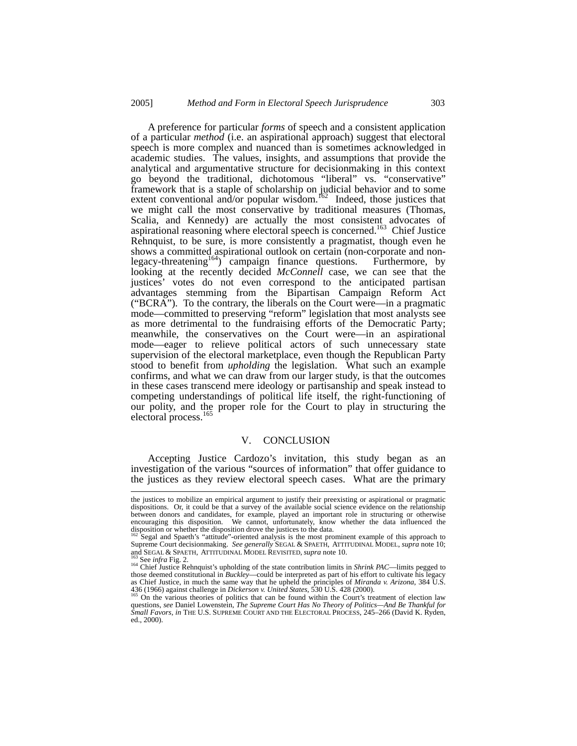A preference for particular *forms* of speech and a consistent application of a particular *method* (i.e. an aspirational approach) suggest that electoral speech is more complex and nuanced than is sometimes acknowledged in academic studies. The values, insights, and assumptions that provide the analytical and argumentative structure for decisionmaking in this context go beyond the traditional, dichotomous "liberal" vs. "conservative" framework that is a staple of scholarship on judicial behavior and to some extent conventional and/or popular wisdom.[162] Indeed, those justices that we might call the most conservative by traditional measures (Thomas, Scalia, and Kennedy) are actually the most consistent advocates of aspirational reasoning where electoral speech is concerned.[163] Chief Justice Rehnquist, to be sure, is more consistently a pragmatist, though even he shows a committed aspirational outlook on certain (non-corporate and non-legacy-threatening[164]) campaign finance questions. Furthermore, by looking at the recently decided *McConnell* case, we can see that the justices' votes do not even correspond to the anticipated partisan advantages stemming from the Bipartisan Campaign Reform Act ("BCRA"). To the contrary, the liberals on the Court were—in a pragmatic mode—committed to preserving "reform" legislation that most analysts see as more detrimental to the fundraising efforts of the Democratic Party; meanwhile, the conservatives on the Court were—in an aspirational mode—eager to relieve political actors of such unnecessary state supervision of the electoral marketplace, even though the Republican Party stood to benefit from *upholding* the legislation. What such an example confirms, and what we can draw from our larger study, is that the outcomes in these cases transcend mere ideology or partisanship and speak instead to competing understandings of political life itself, the right-functioning of our polity, and the proper role for the Court to play in structuring the electoral process.[165]

## V. CONCLUSION

Accepting Justice Cardozo's invitation, this study began as an investigation of the various "sources of information" that offer guidance to the justices as they review electoral speech cases. What are the primary

---

the justices to mobilize an empirical argument to justify their preexisting or aspirational or pragmatic dispositions. Or, it could be that a survey of the available social science evidence on the relationship between donors and candidates, for example, played an important role in structuring or otherwise encouraging this disposition. We cannot, unfortunately, know whether the data influenced the disposition or whether the disposition drove the justices to the data.

[162] Segal and Spaeth's "attitude"-oriented analysis is the most prominent example of this approach to Supreme Court decisionmaking. *See generally* SEGAL & SPAETH, ATTITUDINAL MODEL, *supra* note 10; and SEGAL & SPAETH, ATTITUDINAL MODEL REVISITED, *supra* note 10.

[163] See *infra* Fig. 2.

[164] Chief Justice Rehnquist's upholding of the state contribution limits in *Shrink PAC*—limits pegged to those deemed constitutional in *Buckley*—could be interpreted as part of his effort to cultivate his legacy as Chief Justice, in much the same way that he upheld the principles of *Miranda v. Arizona*, 384 U.S. 436 (1966) against challenge in *Dickerson v. United States*, 530 U.S. 428 (2000).

[165] On the various theories of politics that can be found within the Court's treatment of election law questions, *see* Daniel Lowenstein, *The Supreme Court Has No Theory of Politics—And Be Thankful for Small Favors*, *in* THE U.S. SUPREME COURT AND THE ELECTORAL PROCESS, 245–266 (David K. Ryden, ed., 2000).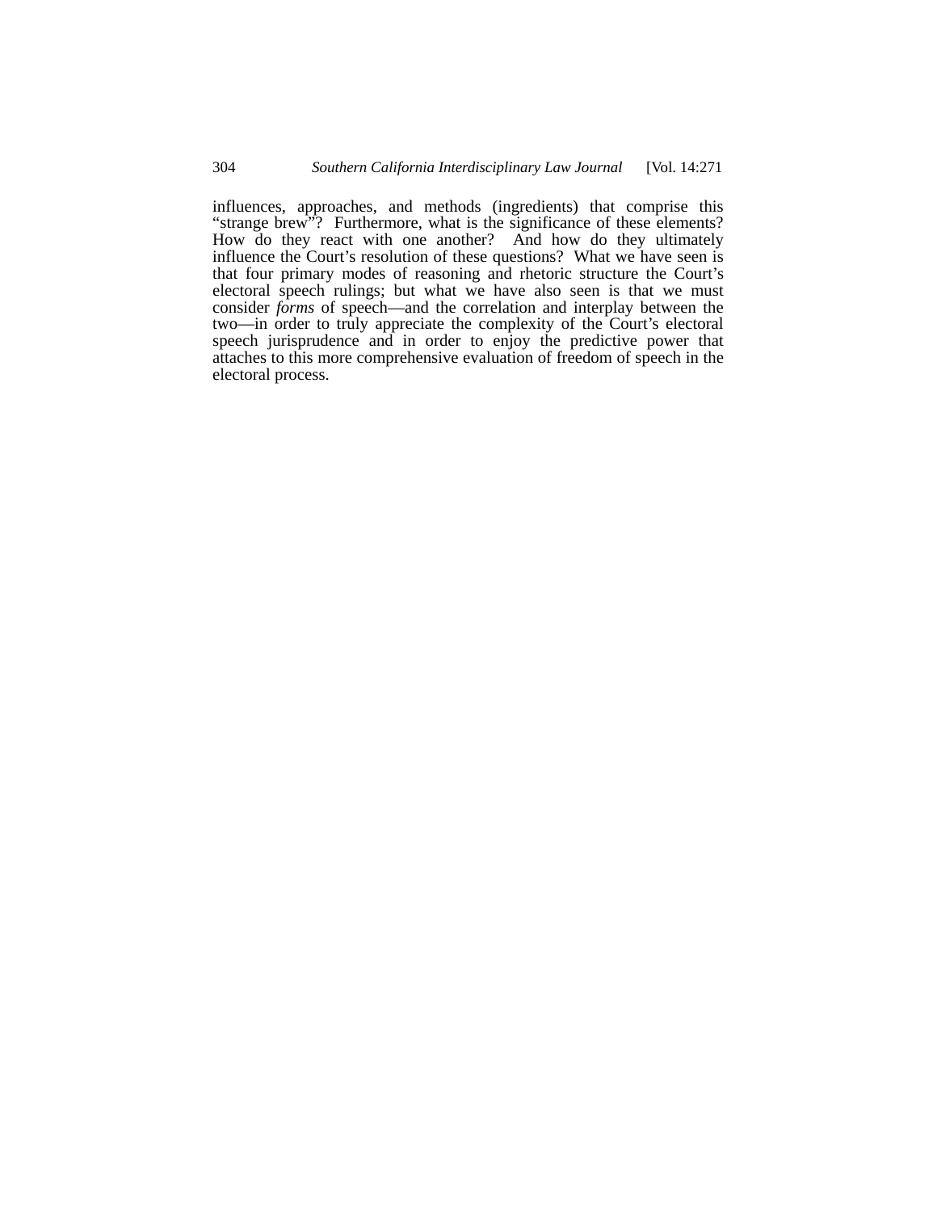influences, approaches, and methods (ingredients) that comprise this "strange brew"? Furthermore, what is the significance of these elements? How do they react with one another? And how do they ultimately influence the Court's resolution of these questions? What we have seen is that four primary modes of reasoning and rhetoric structure the Court's electoral speech rulings; but what we have also seen is that we must consider *forms* of speech—and the correlation and interplay between the two—in order to truly appreciate the complexity of the Court's electoral speech jurisprudence and in order to enjoy the predictive power that attaches to this more comprehensive evaluation of freedom of speech in the electoral process.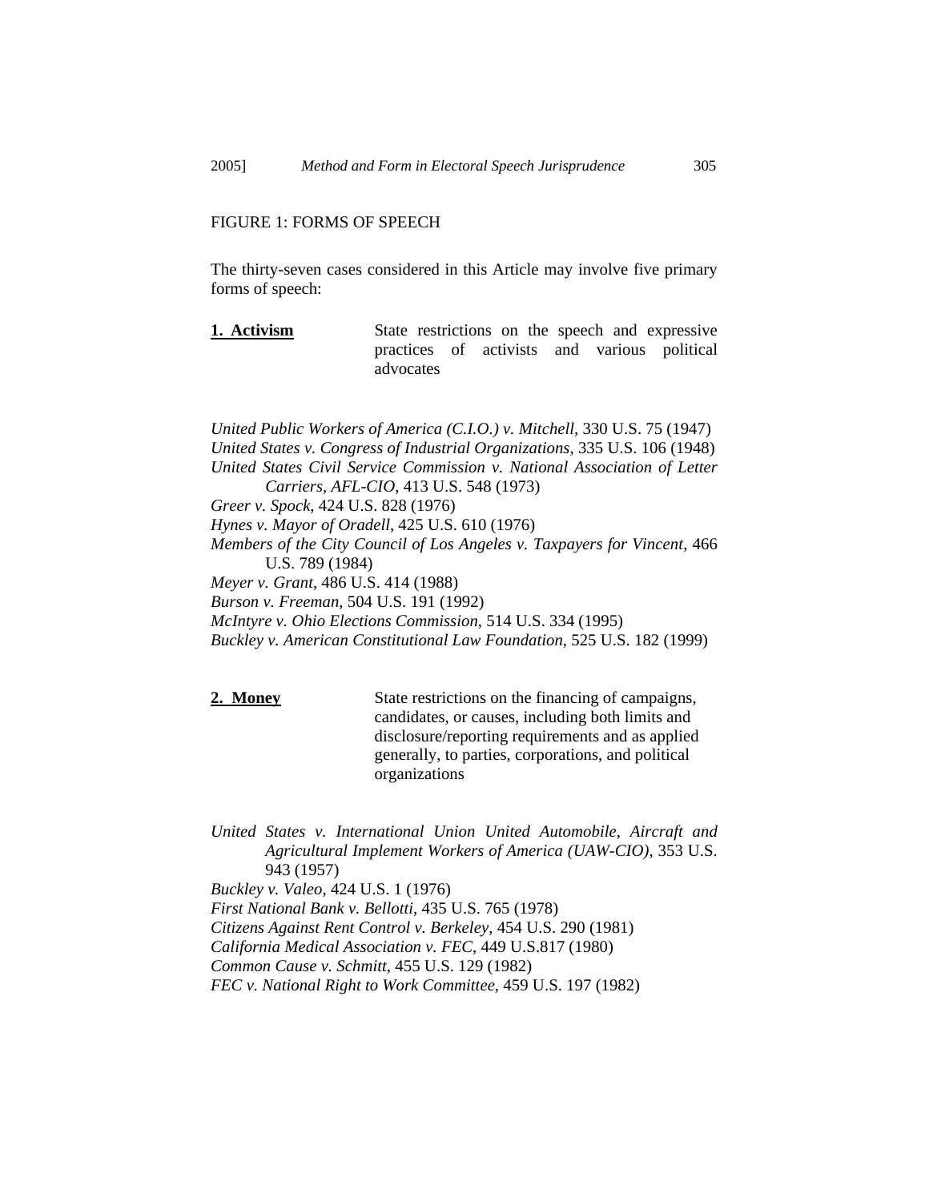FIGURE 1: FORMS OF SPEECH

The thirty-seven cases considered in this Article may involve five primary forms of speech:

**1. Activism** State restrictions on the speech and expressive practices of activists and various political advocates

*United Public Workers of America (C.I.O.) v. Mitchell*, 330 U.S. 75 (1947)
*United States v. Congress of Industrial Organizations*, 335 U.S. 106 (1948)
*United States Civil Service Commission v. National Association of Letter Carriers, AFL-CIO*, 413 U.S. 548 (1973)
*Greer v. Spock*, 424 U.S. 828 (1976)
*Hynes v. Mayor of Oradell*, 425 U.S. 610 (1976)
*Members of the City Council of Los Angeles v. Taxpayers for Vincent*, 466 U.S. 789 (1984)
*Meyer v. Grant*, 486 U.S. 414 (1988)
*Burson v. Freeman*, 504 U.S. 191 (1992)
*McIntyre v. Ohio Elections Commission*, 514 U.S. 334 (1995)
*Buckley v. American Constitutional Law Foundation*, 525 U.S. 182 (1999)

**2. Money** State restrictions on the financing of campaigns, candidates, or causes, including both limits and disclosure/reporting requirements and as applied generally, to parties, corporations, and political organizations

*United States v. International Union United Automobile, Aircraft and Agricultural Implement Workers of America (UAW-CIO)*, 353 U.S. 943 (1957)
*Buckley v. Valeo*, 424 U.S. 1 (1976)
*First National Bank v. Bellotti*, 435 U.S. 765 (1978)
*Citizens Against Rent Control v. Berkeley*, 454 U.S. 290 (1981)
*California Medical Association v. FEC*, 449 U.S.817 (1980)
*Common Cause v. Schmitt*, 455 U.S. 129 (1982)
*FEC v. National Right to Work Committee*, 459 U.S. 197 (1982)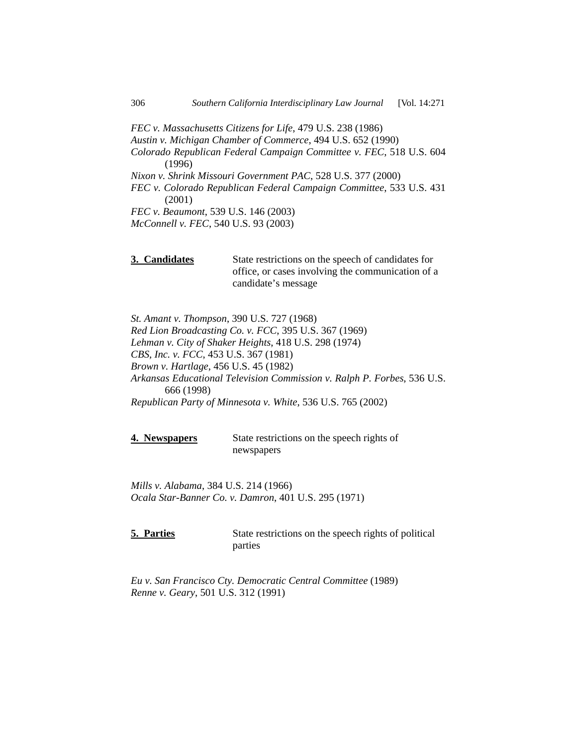*FEC v. Massachusetts Citizens for Life*, 479 U.S. 238 (1986)
*Austin v. Michigan Chamber of Commerce*, 494 U.S. 652 (1990)
*Colorado Republican Federal Campaign Committee v. FEC*, 518 U.S. 604 (1996)
*Nixon v. Shrink Missouri Government PAC*, 528 U.S. 377 (2000)
*FEC v. Colorado Republican Federal Campaign Committee*, 533 U.S. 431 (2001)
*FEC v. Beaumont*, 539 U.S. 146 (2003)
*McConnell v. FEC*, 540 U.S. 93 (2003)

**3. Candidates** State restrictions on the speech of candidates for office, or cases involving the communication of a candidate's message

*St. Amant v. Thompson*, 390 U.S. 727 (1968)
*Red Lion Broadcasting Co. v. FCC*, 395 U.S. 367 (1969)
*Lehman v. City of Shaker Heights*, 418 U.S. 298 (1974)
*CBS, Inc. v. FCC*, 453 U.S. 367 (1981)
*Brown v. Hartlage*, 456 U.S. 45 (1982)
*Arkansas Educational Television Commission v. Ralph P. Forbes*, 536 U.S. 666 (1998)
*Republican Party of Minnesota v. White*, 536 U.S. 765 (2002)

**4. Newspapers** State restrictions on the speech rights of newspapers

*Mills v. Alabama*, 384 U.S. 214 (1966)
*Ocala Star-Banner Co. v. Damron*, 401 U.S. 295 (1971)

**5. Parties** State restrictions on the speech rights of political parties

*Eu v. San Francisco Cty. Democratic Central Committee* (1989)
*Renne v. Geary*, 501 U.S. 312 (1991)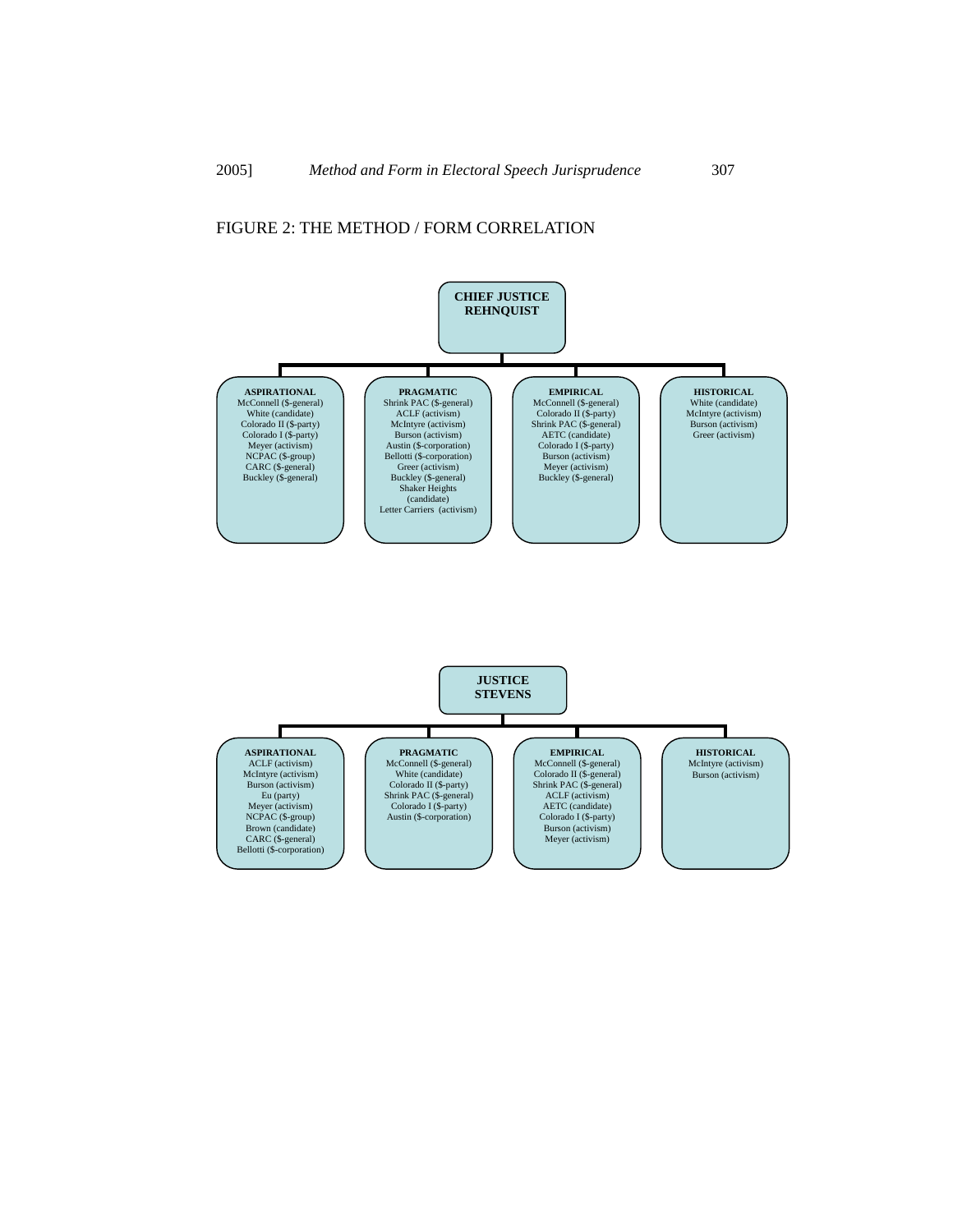FIGURE 2: THE METHOD / FORM CORRELATION

**CHIEF JUSTICE REHNQUIST**

| ASPIRATIONAL | PRAGMATIC | EMPIRICAL | HISTORICAL |
|---|---|---|---|
| McConnell ($-general) | Shrink PAC ($-general) | McConnell ($-general) | White (candidate) |
| White (candidate) | ACLF (activism) | Colorado II ($-party) | McIntyre (activism) |
| Colorado II ($-party) | McIntyre (activism) | Shrink PAC ($-general) | Burson (activism) |
| Colorado I ($-party) | Burson (activism) | AETC (candidate) | Greer (activism) |
| Meyer (activism) | Austin ($-corporation) | Colorado I ($-party) | |
| NCPAC ($-group) | Bellotti ($-corporation) | Burson (activism) | |
| CARC ($-general) | Greer (activism) | Meyer (activism) | |
| Buckley ($-general) | Buckley ($-general) | Buckley ($-general) | |
| | Shaker Heights (candidate) | | |
| | Letter Carriers (activism) | | |

**JUSTICE STEVENS**

| ASPIRATIONAL | PRAGMATIC | EMPIRICAL | HISTORICAL |
|---|---|---|---|
| ACLF (activism) | McConnell ($-general) | McConnell ($-general) | McIntyre (activism) |
| McIntyre (activism) | White (candidate) | Colorado II ($-general) | Burson (activism) |
| Burson (activism) | Colorado II ($-party) | Shrink PAC ($-general) | |
| Eu (party) | Shrink PAC ($-general) | ACLF (activism) | |
| Meyer (activism) | Colorado I ($-party) | AETC (candidate) | |
| NCPAC ($-group) | Austin ($-corporation) | Colorado I ($-party) | |
| Brown (candidate) | | Burson (activism) | |
| CARC ($-general) | | Meyer (activism) | |
| Bellotti ($-corporation) | | | |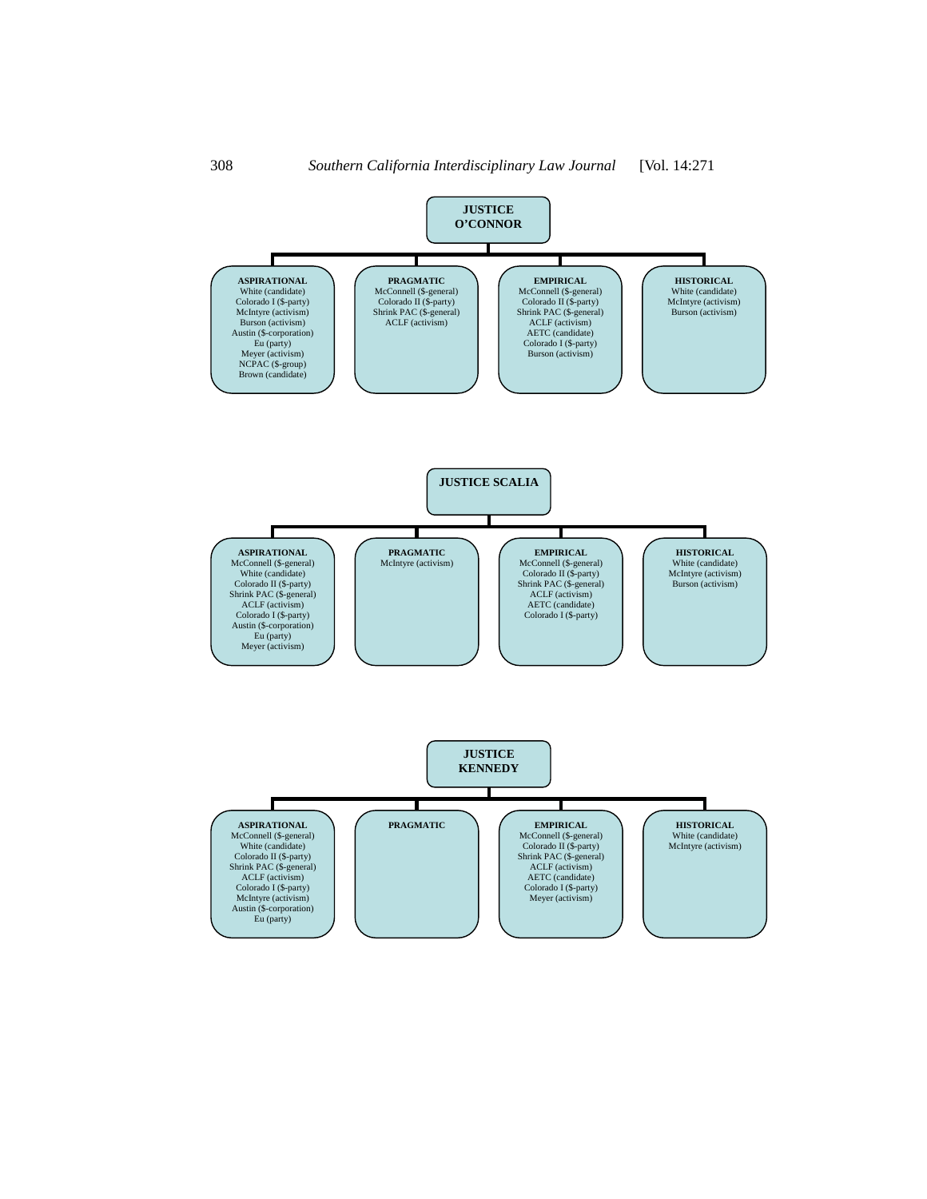## JUSTICE O'CONNOR

| ASPIRATIONAL | PRAGMATIC | EMPIRICAL | HISTORICAL |
|---|---|---|---|
| White (candidate) | McConnell ($-general) | McConnell ($-general) | White (candidate) |
| Colorado I ($-party) | Colorado II ($-party) | Colorado II ($-party) | McIntyre (activism) |
| McIntyre (activism) | Shrink PAC ($-general) | Shrink PAC ($-general) | Burson (activism) |
| Burson (activism) | ACLF (activism) | ACLF (activism) | |
| Austin ($-corporation) | | AETC (candidate) | |
| Eu (party) | | Colorado I ($-party) | |
| Meyer (activism) | | Burson (activism) | |
| NCPAC ($-group) | | | |
| Brown (candidate) | | | |

## JUSTICE SCALIA

| ASPIRATIONAL | PRAGMATIC | EMPIRICAL | HISTORICAL |
|---|---|---|---|
| McConnell ($-general) | McIntyre (activism) | McConnell ($-general) | White (candidate) |
| White (candidate) | | Colorado II ($-party) | McIntyre (activism) |
| Colorado II ($-party) | | Shrink PAC ($-general) | Burson (activism) |
| Shrink PAC ($-general) | | ACLF (activism) | |
| ACLF (activism) | | AETC (candidate) | |
| Colorado I ($-party) | | Colorado I ($-party) | |
| Austin ($-corporation) | | | |
| Eu (party) | | | |
| Meyer (activism) | | | |

## JUSTICE KENNEDY

| ASPIRATIONAL | PRAGMATIC | EMPIRICAL | HISTORICAL |
|---|---|---|---|
| McConnell ($-general) | | McConnell ($-general) | White (candidate) |
| White (candidate) | | Colorado II ($-party) | McIntyre (activism) |
| Colorado II ($-party) | | Shrink PAC ($-general) | |
| Shrink PAC ($-general) | | ACLF (activism) | |
| ACLF (activism) | | AETC (candidate) | |
| Colorado I ($-party) | | Colorado I ($-party) | |
| McIntyre (activism) | | Meyer (activism) | |
| Austin ($-corporation) | | | |
| Eu (party) | | | |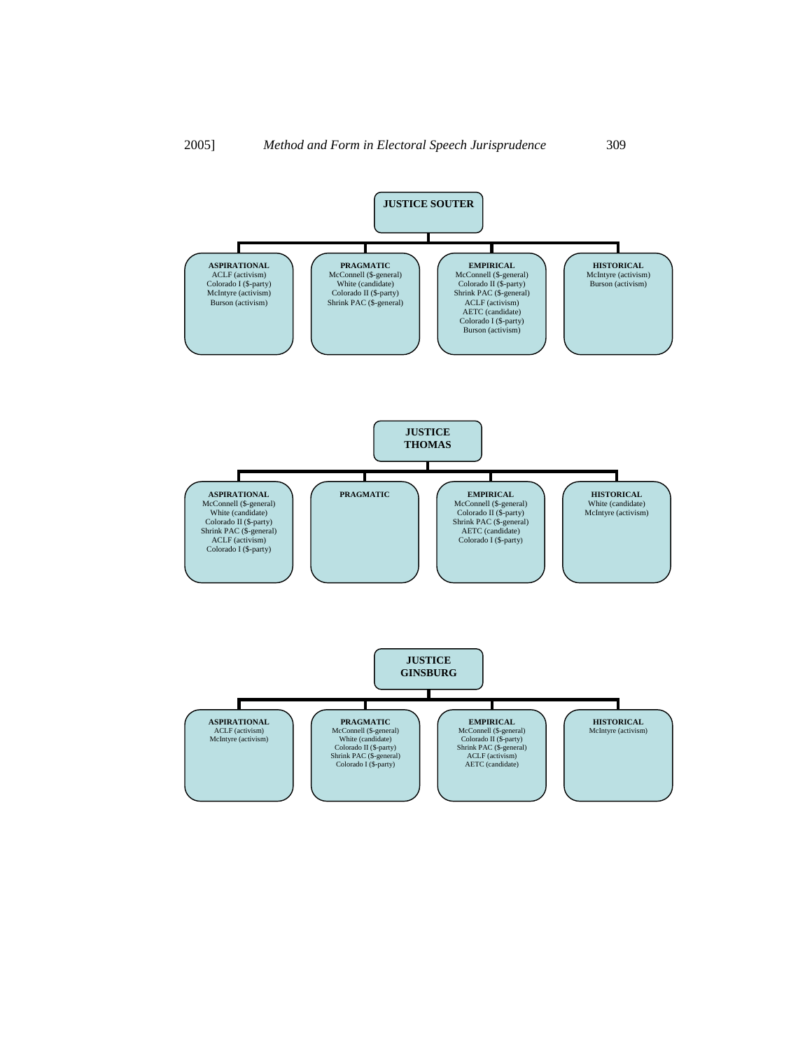**JUSTICE SOUTER**

| ASPIRATIONAL | PRAGMATIC | EMPIRICAL | HISTORICAL |
| --- | --- | --- | --- |
| ACLF (activism) | McConnell ($-general) | McConnell ($-general) | McIntyre (activism) |
| Colorado I ($-party) | White (candidate) | Colorado II ($-party) | Burson (activism) |
| McIntyre (activism) | Colorado II ($-party) | Shrink PAC ($-general) | |
| Burson (activism) | Shrink PAC ($-general) | ACLF (activism) | |
| | | AETC (candidate) | |
| | | Colorado I ($-party) | |
| | | Burson (activism) | |

**JUSTICE THOMAS**

| ASPIRATIONAL | PRAGMATIC | EMPIRICAL | HISTORICAL |
| --- | --- | --- | --- |
| McConnell ($-general) | | McConnell ($-general) | White (candidate) |
| White (candidate) | | Colorado II ($-party) | McIntyre (activism) |
| Colorado II ($-party) | | Shrink PAC ($-general) | |
| Shrink PAC ($-general) | | AETC (candidate) | |
| ACLF (activism) | | Colorado I ($-party) | |
| Colorado I ($-party) | | | |

**JUSTICE GINSBURG**

| ASPIRATIONAL | PRAGMATIC | EMPIRICAL | HISTORICAL |
| --- | --- | --- | --- |
| ACLF (activism) | McConnell ($-general) | McConnell ($-general) | McIntyre (activism) |
| McIntyre (activism) | White (candidate) | Colorado II ($-party) | |
| | Colorado II ($-party) | Shrink PAC ($-general) | |
| | Shrink PAC ($-general) | ACLF (activism) | |
| | Colorado I ($-party) | AETC (candidate) | |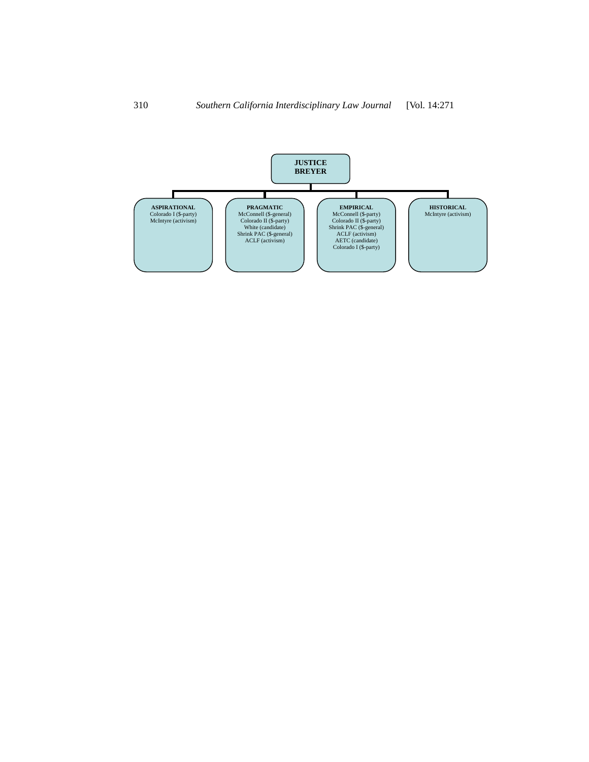**JUSTICE BREYER**

| ASPIRATIONAL | PRAGMATIC | EMPIRICAL | HISTORICAL |
| --- | --- | --- | --- |
| Colorado I ($-party) | McConnell ($-general) | McConnell ($-party) | McIntyre (activism) |
| McIntyre (activism) | Colorado II ($-party) | Colorado II ($-party) | |
| | White (candidate) | Shrink PAC ($-general) | |
| | Shrink PAC ($-general) | ACLF (activism) | |
| | ACLF (activism) | AETC (candidate) | |
| | | Colorado I ($-party) | |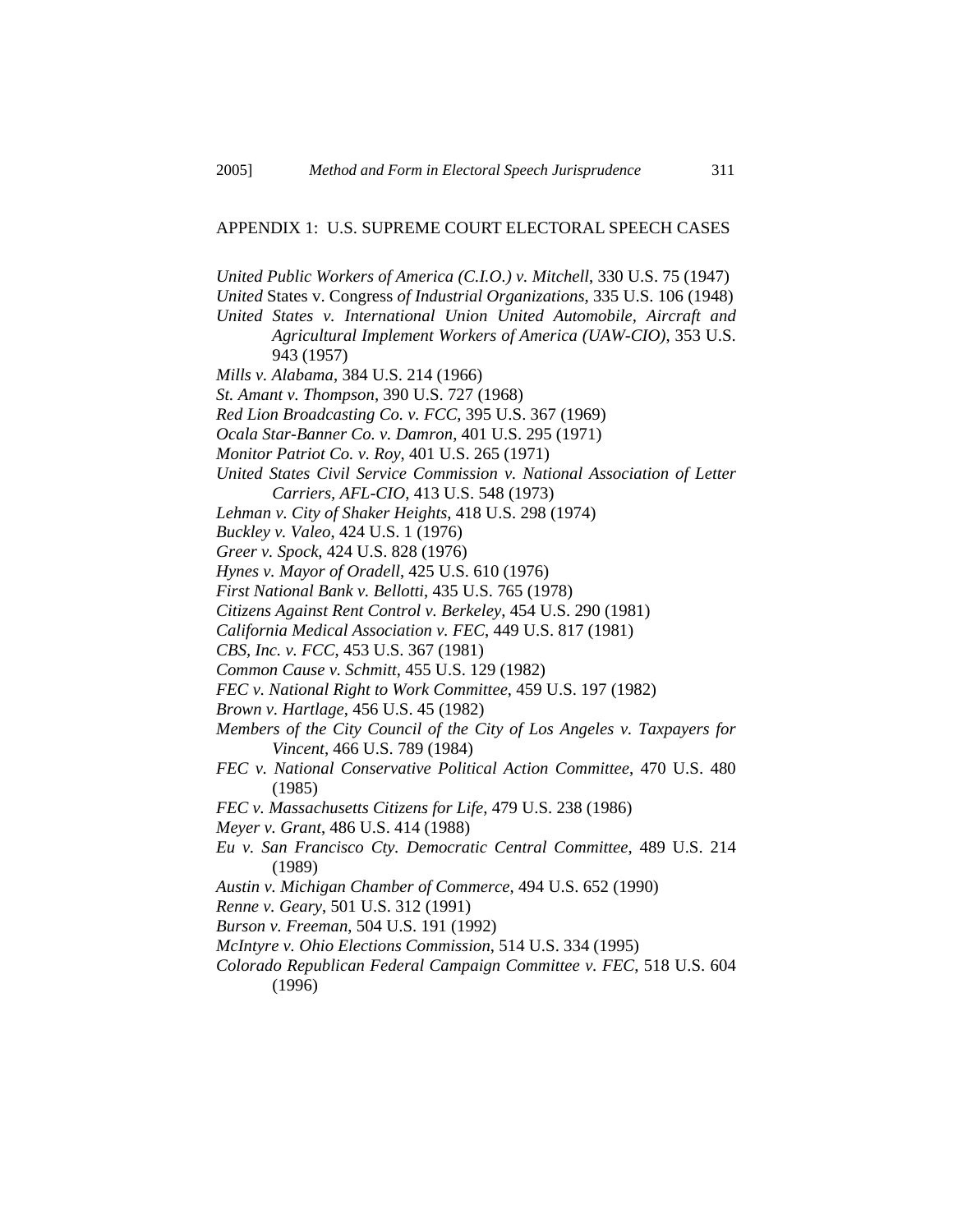## APPENDIX 1: U.S. SUPREME COURT ELECTORAL SPEECH CASES

*United Public Workers of America (C.I.O.) v. Mitchell*, 330 U.S. 75 (1947)
*United* States v. Congress *of Industrial Organizations*, 335 U.S. 106 (1948)
*United States v. International Union United Automobile, Aircraft and Agricultural Implement Workers of America (UAW-CIO)*, 353 U.S. 943 (1957)
*Mills v. Alabama*, 384 U.S. 214 (1966)
*St. Amant v. Thompson*, 390 U.S. 727 (1968)
*Red Lion Broadcasting Co. v. FCC*, 395 U.S. 367 (1969)
*Ocala Star-Banner Co. v. Damron*, 401 U.S. 295 (1971)
*Monitor Patriot Co. v. Roy*, 401 U.S. 265 (1971)
*United States Civil Service Commission v. National Association of Letter Carriers, AFL-CIO*, 413 U.S. 548 (1973)
*Lehman v. City of Shaker Heights*, 418 U.S. 298 (1974)
*Buckley v. Valeo*, 424 U.S. 1 (1976)
*Greer v. Spock*, 424 U.S. 828 (1976)
*Hynes v. Mayor of Oradell*, 425 U.S. 610 (1976)
*First National Bank v. Bellotti*, 435 U.S. 765 (1978)
*Citizens Against Rent Control v. Berkeley*, 454 U.S. 290 (1981)
*California Medical Association v. FEC*, 449 U.S. 817 (1981)
*CBS, Inc. v. FCC*, 453 U.S. 367 (1981)
*Common Cause v. Schmitt*, 455 U.S. 129 (1982)
*FEC v. National Right to Work Committee*, 459 U.S. 197 (1982)
*Brown v. Hartlage*, 456 U.S. 45 (1982)
*Members of the City Council of the City of Los Angeles v. Taxpayers for Vincent*, 466 U.S. 789 (1984)
*FEC v. National Conservative Political Action Committee*, 470 U.S. 480 (1985)
*FEC v. Massachusetts Citizens for Life*, 479 U.S. 238 (1986)
*Meyer v. Grant*, 486 U.S. 414 (1988)
*Eu v. San Francisco Cty. Democratic Central Committee*, 489 U.S. 214 (1989)
*Austin v. Michigan Chamber of Commerce*, 494 U.S. 652 (1990)
*Renne v. Geary*, 501 U.S. 312 (1991)
*Burson v. Freeman*, 504 U.S. 191 (1992)
*McIntyre v. Ohio Elections Commission*, 514 U.S. 334 (1995)
*Colorado Republican Federal Campaign Committee v. FEC*, 518 U.S. 604 (1996)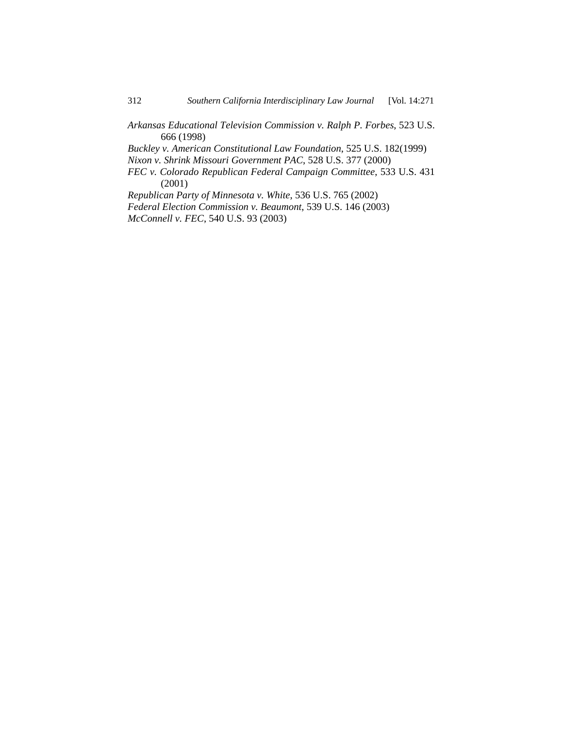*Arkansas Educational Television Commission v. Ralph P. Forbes*, 523 U.S. 666 (1998)

*Buckley v. American Constitutional Law Foundation*, 525 U.S. 182(1999)

*Nixon v. Shrink Missouri Government PAC*, 528 U.S. 377 (2000)

*FEC v. Colorado Republican Federal Campaign Committee*, 533 U.S. 431 (2001)

*Republican Party of Minnesota v. White*, 536 U.S. 765 (2002)

*Federal Election Commission v. Beaumont*, 539 U.S. 146 (2003)

*McConnell v. FEC*, 540 U.S. 93 (2003)